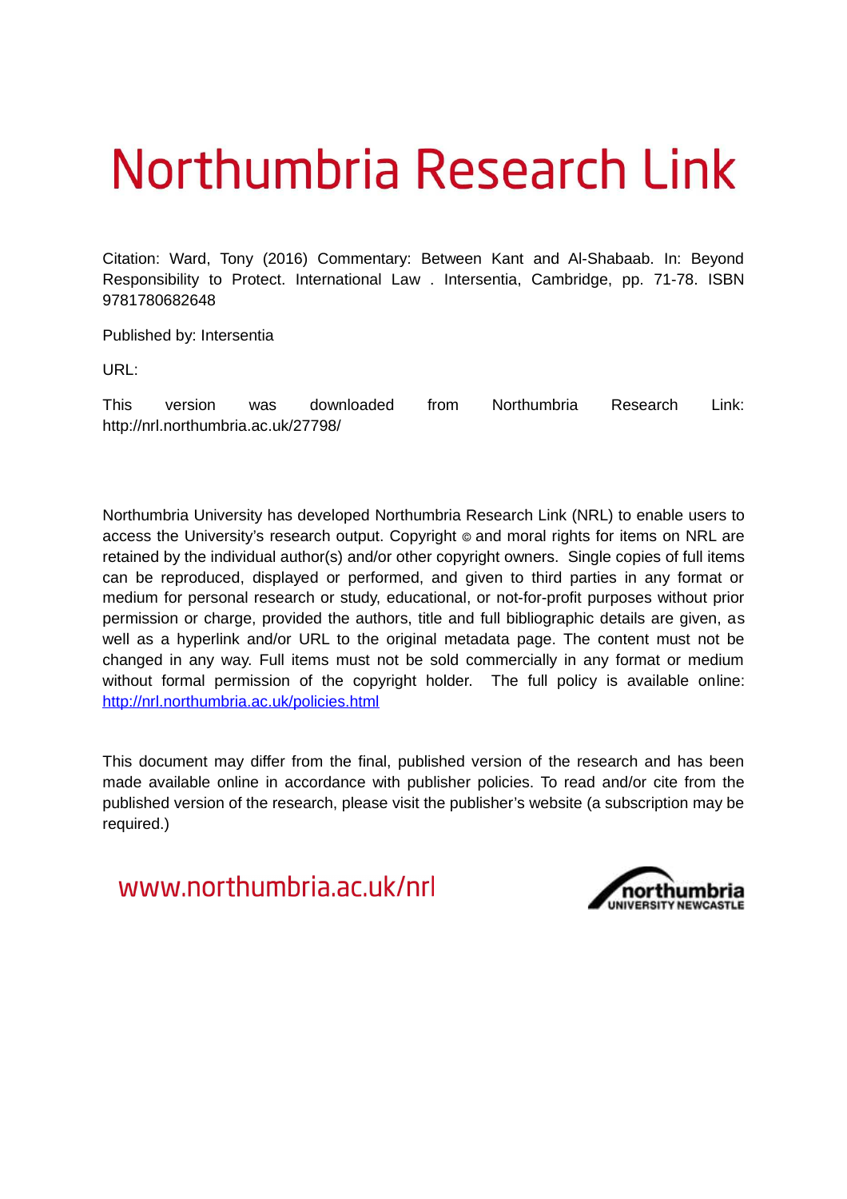# Northumbria Research Link

Citation: Ward, Tony (2016) Commentary: Between Kant and Al-Shabaab. In: Beyond Responsibility to Protect. International Law . Intersentia, Cambridge, pp. 71-78. ISBN 9781780682648

Published by: Intersentia

URL:

This version was downloaded from Northumbria Research Link: http://nrl.northumbria.ac.uk/27798/

Northumbria University has developed Northumbria Research Link (NRL) to enable users to access the University's research output. Copyright © and moral rights for items on NRL are retained by the individual author(s) and/or other copyright owners. Single copies of full items can be reproduced, displayed or performed, and given to third parties in any format or medium for personal research or study, educational, or not-for-profit purposes without prior permission or charge, provided the authors, title and full bibliographic details are given, as well as a hyperlink and/or URL to the original metadata page. The content must not be changed in any way. Full items must not be sold commercially in any format or medium without formal permission of the copyright holder. The full policy is available online: http://nrl.northumbria.ac.uk/policies.html

This document may differ from the final, published version of the research and has been made available online in accordance with publisher policies. To read and/or cite from the published version of the research, please visit the publisher's website (a subscription may be required.)

www.northumbria.ac.uk/nrl

northumbria UNIVERSITY NEWCASTLE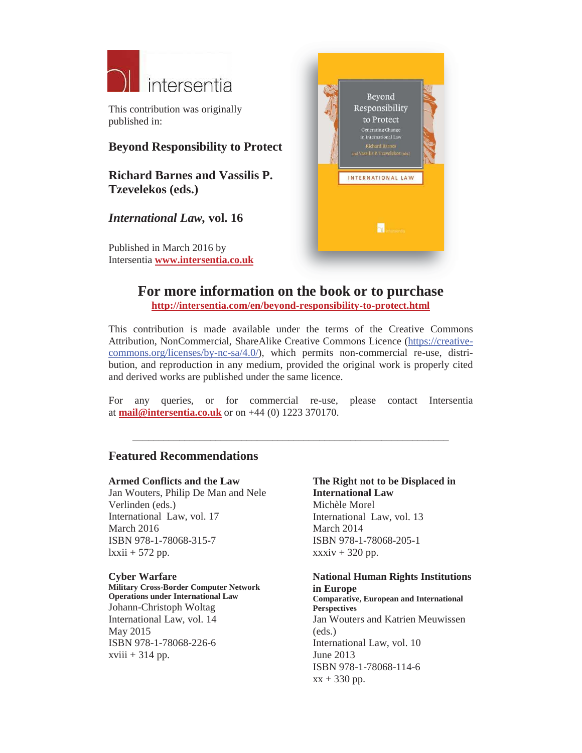intersentia

This contribution was originally published in:

**Beyond Responsibility to Protect**

**Richard Barnes and Vassilis P. Tzevelekos (eds.)**

***International Law*, vol. 16**

Published in March 2016 by Intersentia **www.intersentia.co.uk**

## For more information on the book or to purchase

**http://intersentia.com/en/beyond-responsibility-to-protect.html**

This contribution is made available under the terms of the Creative Commons Attribution, NonCommercial, ShareAlike Creative Commons Licence (https://creative-commons.org/licenses/by-nc-sa/4.0/), which permits non-commercial re-use, distribution, and reproduction in any medium, provided the original work is properly cited and derived works are published under the same licence.

For any queries, or for commercial re-use, please contact Intersentia at **mail@intersentia.co.uk** or on +44 (0) 1223 370170.

---

## Featured Recommendations

**Armed Conflicts and the Law**
Jan Wouters, Philip De Man and Nele Verlinden (eds.)
International Law, vol. 17
March 2016
ISBN 978-1-78068-315-7
lxxii + 572 pp.

**Cyber Warfare**
**Military Cross-Border Computer Network Operations under International Law**
Johann-Christoph Woltag
International Law, vol. 14
May 2015
ISBN 978-1-78068-226-6
xviii + 314 pp.

**The Right not to be Displaced in International Law**
Michèle Morel
International Law, vol. 13
March 2014
ISBN 978-1-78068-205-1
xxxiv + 320 pp.

**National Human Rights Institutions in Europe**
**Comparative, European and International Perspectives**
Jan Wouters and Katrien Meuwissen (eds.)
International Law, vol. 10
June 2013
ISBN 978-1-78068-114-6
xx + 330 pp.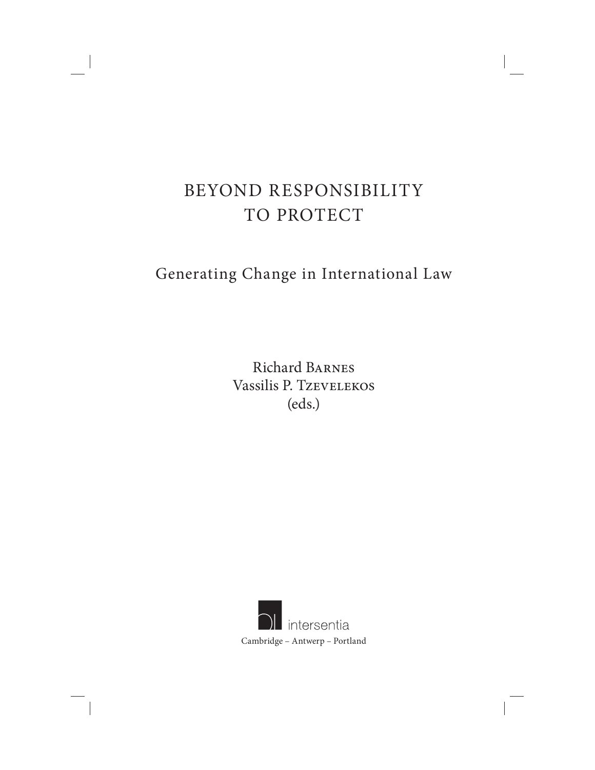# BEYOND RESPONSIBILITY TO PROTECT

## Generating Change in International Law

Richard Barnes
Vassilis P. Tzevelekos
(eds.)

intersentia
Cambridge – Antwerp – Portland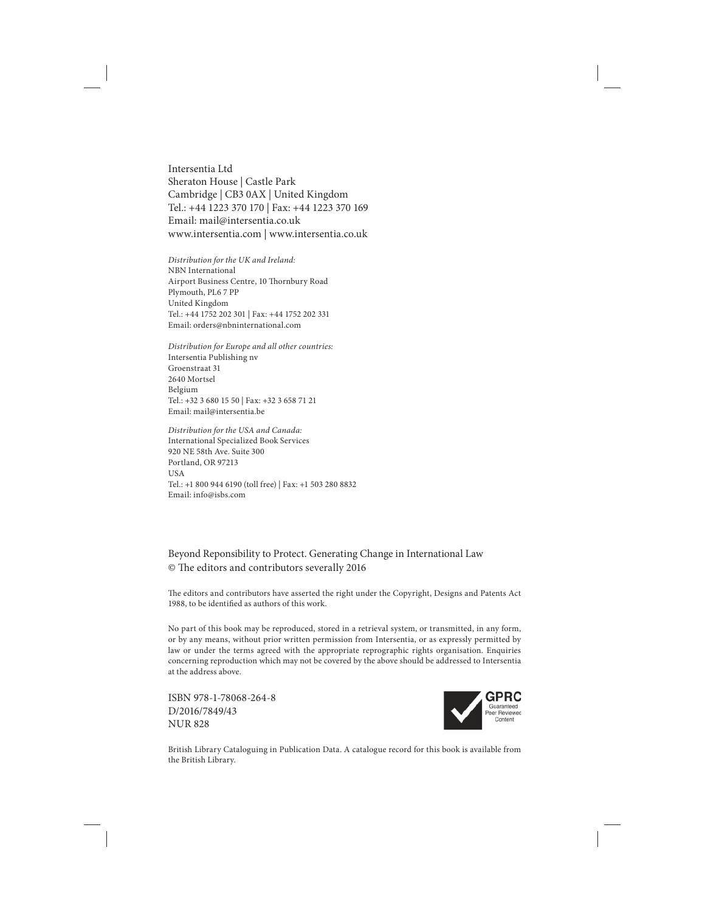Intersentia Ltd
Sheraton House | Castle Park
Cambridge | CB3 0AX | United Kingdom
Tel.: +44 1223 370 170 | Fax: +44 1223 370 169
Email: mail@intersentia.co.uk
www.intersentia.com | www.intersentia.co.uk

*Distribution for the UK and Ireland:*
NBN International
Airport Business Centre, 10 Thornbury Road
Plymouth, PL6 7 PP
United Kingdom
Tel.: +44 1752 202 301 | Fax: +44 1752 202 331
Email: orders@nbninternational.com

*Distribution for Europe and all other countries:*
Intersentia Publishing nv
Groenstraat 31
2640 Mortsel
Belgium
Tel.: +32 3 680 15 50 | Fax: +32 3 658 71 21
Email: mail@intersentia.be

*Distribution for the USA and Canada:*
International Specialized Book Services
920 NE 58th Ave. Suite 300
Portland, OR 97213
USA
Tel.: +1 800 944 6190 (toll free) | Fax: +1 503 280 8832
Email: info@isbs.com

Beyond Reponsibility to Protect. Generating Change in International Law
© The editors and contributors severally 2016

The editors and contributors have asserted the right under the Copyright, Designs and Patents Act 1988, to be identified as authors of this work.

No part of this book may be reproduced, stored in a retrieval system, or transmitted, in any form, or by any means, without prior written permission from Intersentia, or as expressly permitted by law or under the terms agreed with the appropriate reprographic rights organisation. Enquiries concerning reproduction which may not be covered by the above should be addressed to Intersentia at the address above.

ISBN 978-1-78068-264-8
D/2016/7849/43
NUR 828

GPRC
Guaranteed
Peer Reviewed
Content

British Library Cataloguing in Publication Data. A catalogue record for this book is available from the British Library.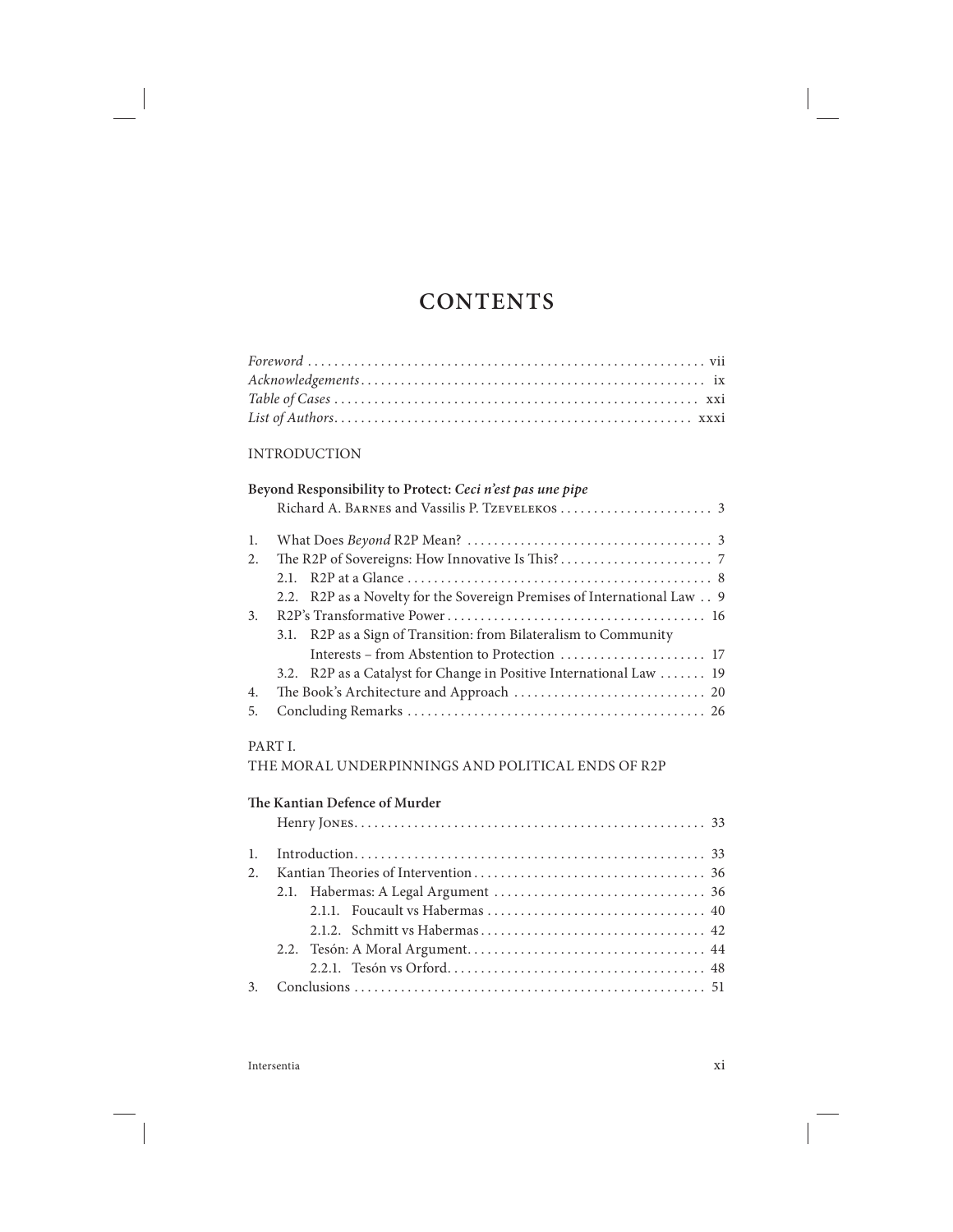# CONTENTS

*Foreword* . . . vii
*Acknowledgements* . . . ix
*Table of Cases* . . . xxi
*List of Authors* . . . xxxi

INTRODUCTION

**Beyond Responsibility to Protect: *Ceci n'est pas une pipe***
Richard A. Barnes and Vassilis P. Tzevelekos . . . 3

1. What Does *Beyond* R2P Mean? . . . 3
2. The R2P of Sovereigns: How Innovative Is This? . . . 7
   2.1. R2P at a Glance . . . 8
   2.2. R2P as a Novelty for the Sovereign Premises of International Law . . 9
3. R2P's Transformative Power . . . 16
   3.1. R2P as a Sign of Transition: from Bilateralism to Community Interests – from Abstention to Protection . . . 17
   3.2. R2P as a Catalyst for Change in Positive International Law . . . 19
4. The Book's Architecture and Approach . . . 20
5. Concluding Remarks . . . 26

PART I.
THE MORAL UNDERPINNINGS AND POLITICAL ENDS OF R2P

**The Kantian Defence of Murder**
Henry Jones . . . 33

1. Introduction . . . 33
2. Kantian Theories of Intervention . . . 36
   2.1. Habermas: A Legal Argument . . . 36
      2.1.1. Foucault vs Habermas . . . 40
      2.1.2. Schmitt vs Habermas . . . 42
   2.2. Tesón: A Moral Argument . . . 44
      2.2.1. Tesón vs Orford . . . 48
3. Conclusions . . . 51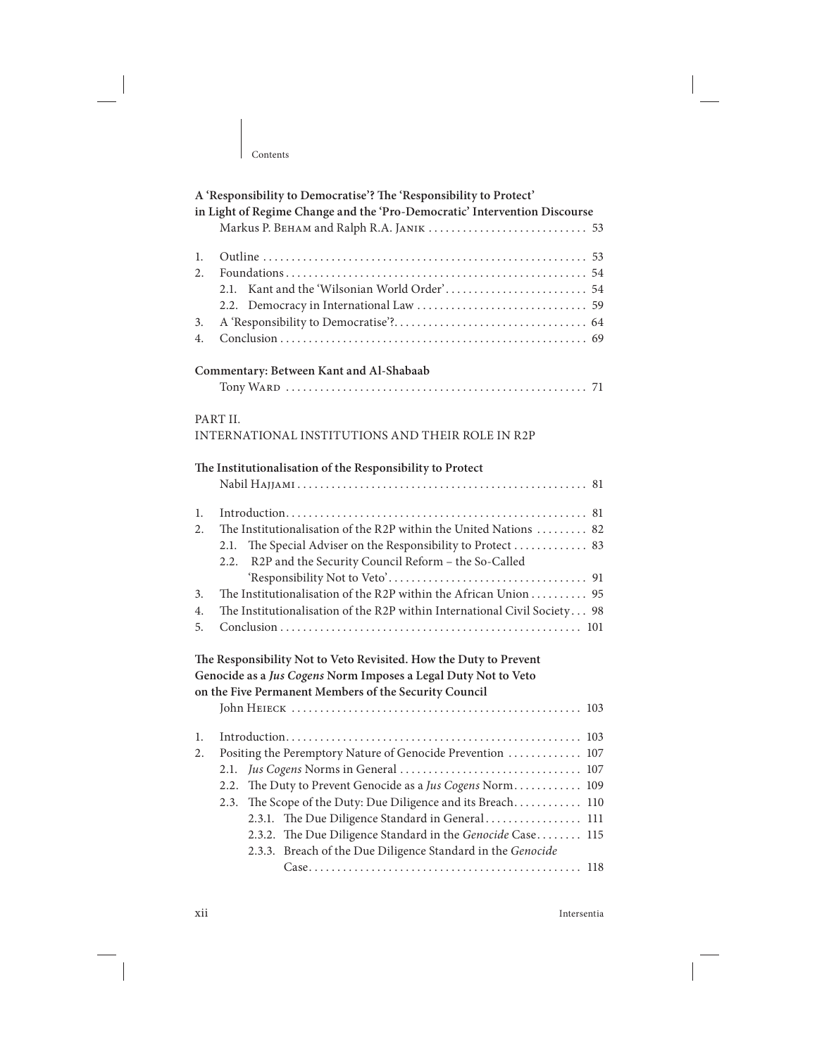**A 'Responsibility to Democratise'? The 'Responsibility to Protect' in Light of Regime Change and the 'Pro-Democratic' Intervention Discourse**
Markus P. Beham and Ralph R.A. Janik . . . . . . . . . . . . . . . . . . . . . . . . . . . . 53

1. Outline . . . . . . . . . . . . . . . . . . . . . . . . . . . . . . . . . . . . . . . . . . . . . . . . . . . . . . . 53
2. Foundations . . . . . . . . . . . . . . . . . . . . . . . . . . . . . . . . . . . . . . . . . . . . . . . . . . . . 54
   2.1. Kant and the 'Wilsonian World Order' . . . . . . . . . . . . . . . . . . . . . . . . 54
   2.2. Democracy in International Law . . . . . . . . . . . . . . . . . . . . . . . . . . . . . 59
3. A 'Responsibility to Democratise'? . . . . . . . . . . . . . . . . . . . . . . . . . . . . . . . . 64
4. Conclusion . . . . . . . . . . . . . . . . . . . . . . . . . . . . . . . . . . . . . . . . . . . . . . . . . . . . 69

**Commentary: Between Kant and Al-Shabaab**
Tony Ward . . . . . . . . . . . . . . . . . . . . . . . . . . . . . . . . . . . . . . . . . . . . . . . . . . . . 71

PART II.
INTERNATIONAL INSTITUTIONS AND THEIR ROLE IN R2P

**The Institutionalisation of the Responsibility to Protect**
Nabil Hajjami . . . . . . . . . . . . . . . . . . . . . . . . . . . . . . . . . . . . . . . . . . . . . . . . . . 81

1. Introduction . . . . . . . . . . . . . . . . . . . . . . . . . . . . . . . . . . . . . . . . . . . . . . . . . . . . 81
2. The Institutionalisation of the R2P within the United Nations . . . . . . . . . 82
   2.1. The Special Adviser on the Responsibility to Protect . . . . . . . . . . . . . 83
   2.2. R2P and the Security Council Reform – the So-Called 'Responsibility Not to Veto' . . . . . . . . . . . . . . . . . . . . . . . . . . . . . . . . . . 91
3. The Institutionalisation of the R2P within the African Union . . . . . . . . . . 95
4. The Institutionalisation of the R2P within International Civil Society . . . 98
5. Conclusion . . . . . . . . . . . . . . . . . . . . . . . . . . . . . . . . . . . . . . . . . . . . . . . . . . . 101

**The Responsibility Not to Veto Revisited. How the Duty to Prevent Genocide as a *Jus Cogens* Norm Imposes a Legal Duty Not to Veto on the Five Permanent Members of the Security Council**
John Heieck . . . . . . . . . . . . . . . . . . . . . . . . . . . . . . . . . . . . . . . . . . . . . . . . . . 103

1. Introduction . . . . . . . . . . . . . . . . . . . . . . . . . . . . . . . . . . . . . . . . . . . . . . . . . . . 103
2. Positing the Peremptory Nature of Genocide Prevention . . . . . . . . . . . . . 107
   2.1. *Jus Cogens* Norms in General . . . . . . . . . . . . . . . . . . . . . . . . . . . . . . . 107
   2.2. The Duty to Prevent Genocide as a *Jus Cogens* Norm . . . . . . . . . . . 109
   2.3. The Scope of the Duty: Due Diligence and its Breach . . . . . . . . . . . 110
      2.3.1. The Due Diligence Standard in General . . . . . . . . . . . . . . . . . 111
      2.3.2. The Due Diligence Standard in the *Genocide* Case . . . . . . . . 115
      2.3.3. Breach of the Due Diligence Standard in the *Genocide* Case . . . . . . . . . . . . . . . . . . . . . . . . . . . . . . . . . . . . . . . . . . . . . . . 118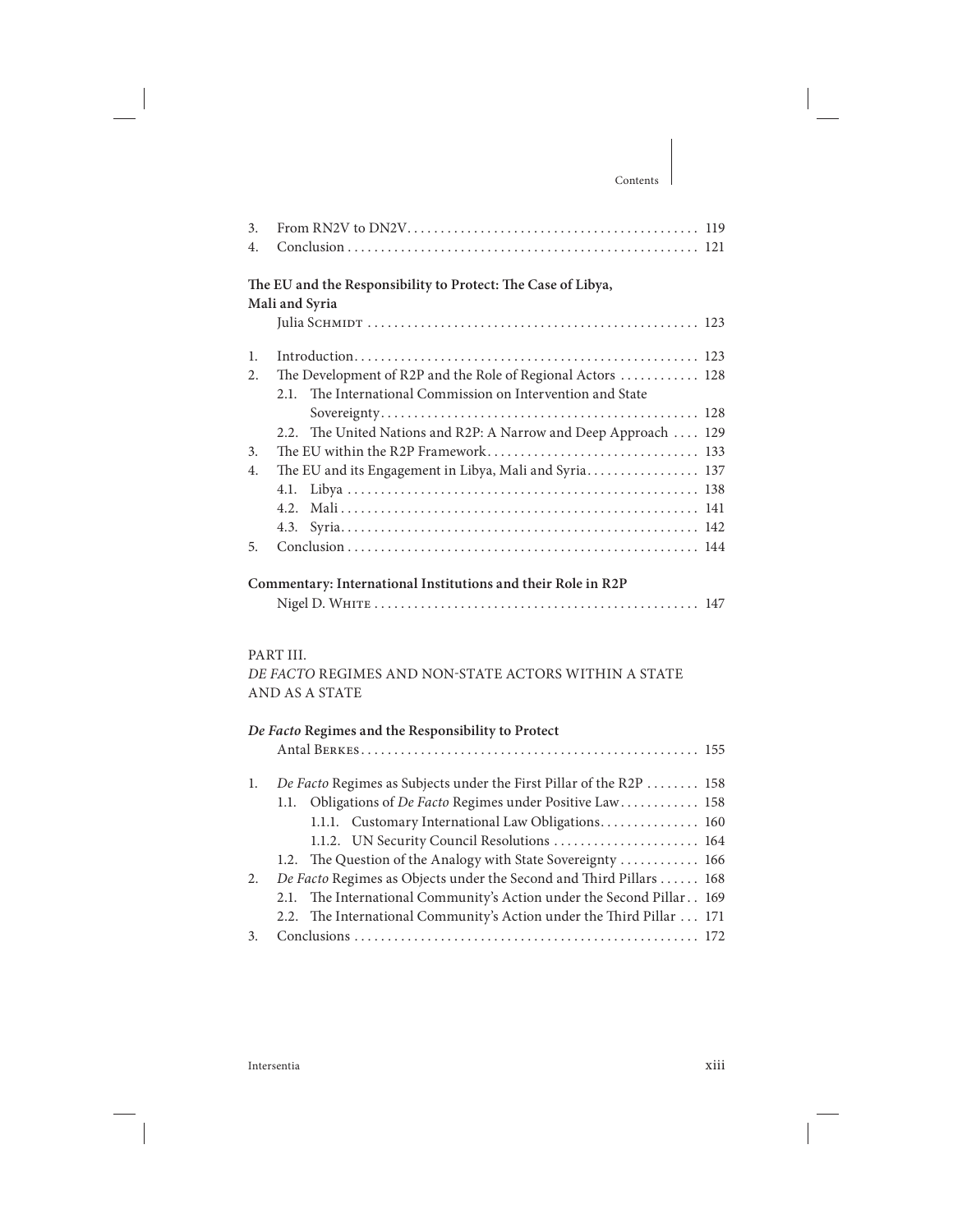3. From RN2V to DN2V ... 119
4. Conclusion ... 121

**The EU and the Responsibility to Protect: The Case of Libya, Mali and Syria**
Julia Schmidt ... 123

1. Introduction ... 123
2. The Development of R2P and the Role of Regional Actors ... 128
   2.1. The International Commission on Intervention and State Sovereignty ... 128
   2.2. The United Nations and R2P: A Narrow and Deep Approach ... 129
3. The EU within the R2P Framework ... 133
4. The EU and its Engagement in Libya, Mali and Syria ... 137
   4.1. Libya ... 138
   4.2. Mali ... 141
   4.3. Syria ... 142
5. Conclusion ... 144

**Commentary: International Institutions and their Role in R2P**
Nigel D. White ... 147

PART III.
*DE FACTO* REGIMES AND NON-STATE ACTORS WITHIN A STATE AND AS A STATE

***De Facto* Regimes and the Responsibility to Protect**
Antal Berkes ... 155

1. *De Facto* Regimes as Subjects under the First Pillar of the R2P ... 158
   1.1. Obligations of *De Facto* Regimes under Positive Law ... 158
      1.1.1. Customary International Law Obligations ... 160
      1.1.2. UN Security Council Resolutions ... 164
   1.2. The Question of the Analogy with State Sovereignty ... 166
2. *De Facto* Regimes as Objects under the Second and Third Pillars ... 168
   2.1. The International Community's Action under the Second Pillar ... 169
   2.2. The International Community's Action under the Third Pillar ... 171
3. Conclusions ... 172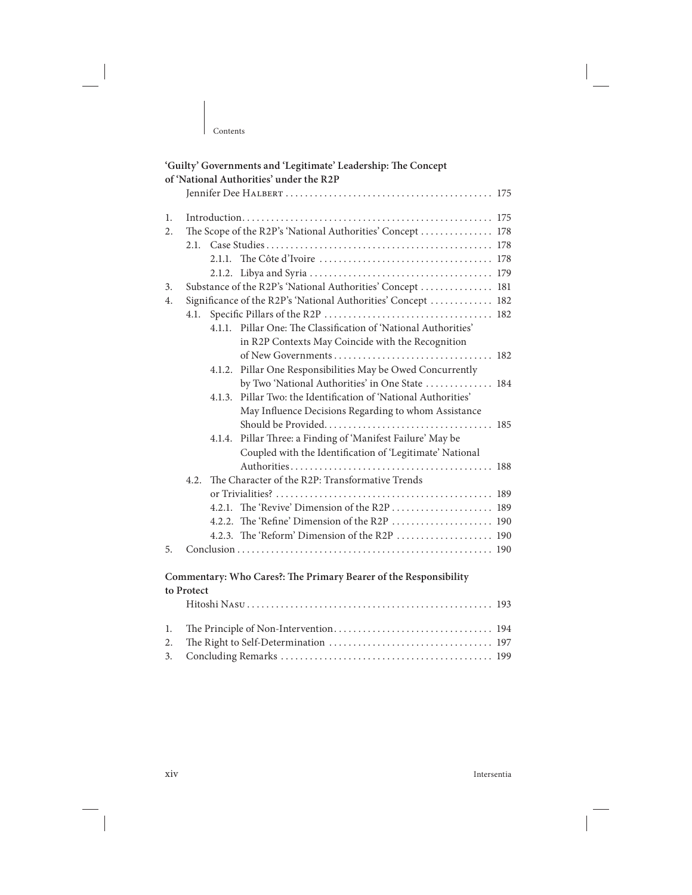**'Guilty' Governments and 'Legitimate' Leadership: The Concept of 'National Authorities' under the R2P**

Jennifer Dee HALBERT . . . . . . . . . . 175

1. Introduction . . . . . . . . . . 175
2. The Scope of the R2P's 'National Authorities' Concept . . . . . . . . . . 178
   - 2.1. Case Studies . . . . . . . . . . 178
     - 2.1.1. The Côte d'Ivoire . . . . . . . . . . 178
     - 2.1.2. Libya and Syria . . . . . . . . . . 179
3. Substance of the R2P's 'National Authorities' Concept . . . . . . . . . . 181
4. Significance of the R2P's 'National Authorities' Concept . . . . . . . . . . 182
   - 4.1. Specific Pillars of the R2P . . . . . . . . . . 182
     - 4.1.1. Pillar One: The Classification of 'National Authorities' in R2P Contexts May Coincide with the Recognition of New Governments . . . . . . . . . . 182
     - 4.1.2. Pillar One Responsibilities May be Owed Concurrently by Two 'National Authorities' in One State . . . . . . . . . . 184
     - 4.1.3. Pillar Two: the Identification of 'National Authorities' May Influence Decisions Regarding to whom Assistance Should be Provided . . . . . . . . . . 185
     - 4.1.4. Pillar Three: a Finding of 'Manifest Failure' May be Coupled with the Identification of 'Legitimate' National Authorities . . . . . . . . . . 188
   - 4.2. The Character of the R2P: Transformative Trends or Trivialities? . . . . . . . . . . 189
     - 4.2.1. The 'Revive' Dimension of the R2P . . . . . . . . . . 189
     - 4.2.2. The 'Refine' Dimension of the R2P . . . . . . . . . . 190
     - 4.2.3. The 'Reform' Dimension of the R2P . . . . . . . . . . 190
5. Conclusion . . . . . . . . . . 190

**Commentary: Who Cares?: The Primary Bearer of the Responsibility to Protect**

Hitoshi NASU . . . . . . . . . . 193

1. The Principle of Non-Intervention . . . . . . . . . . 194
2. The Right to Self-Determination . . . . . . . . . . 197
3. Concluding Remarks . . . . . . . . . . 199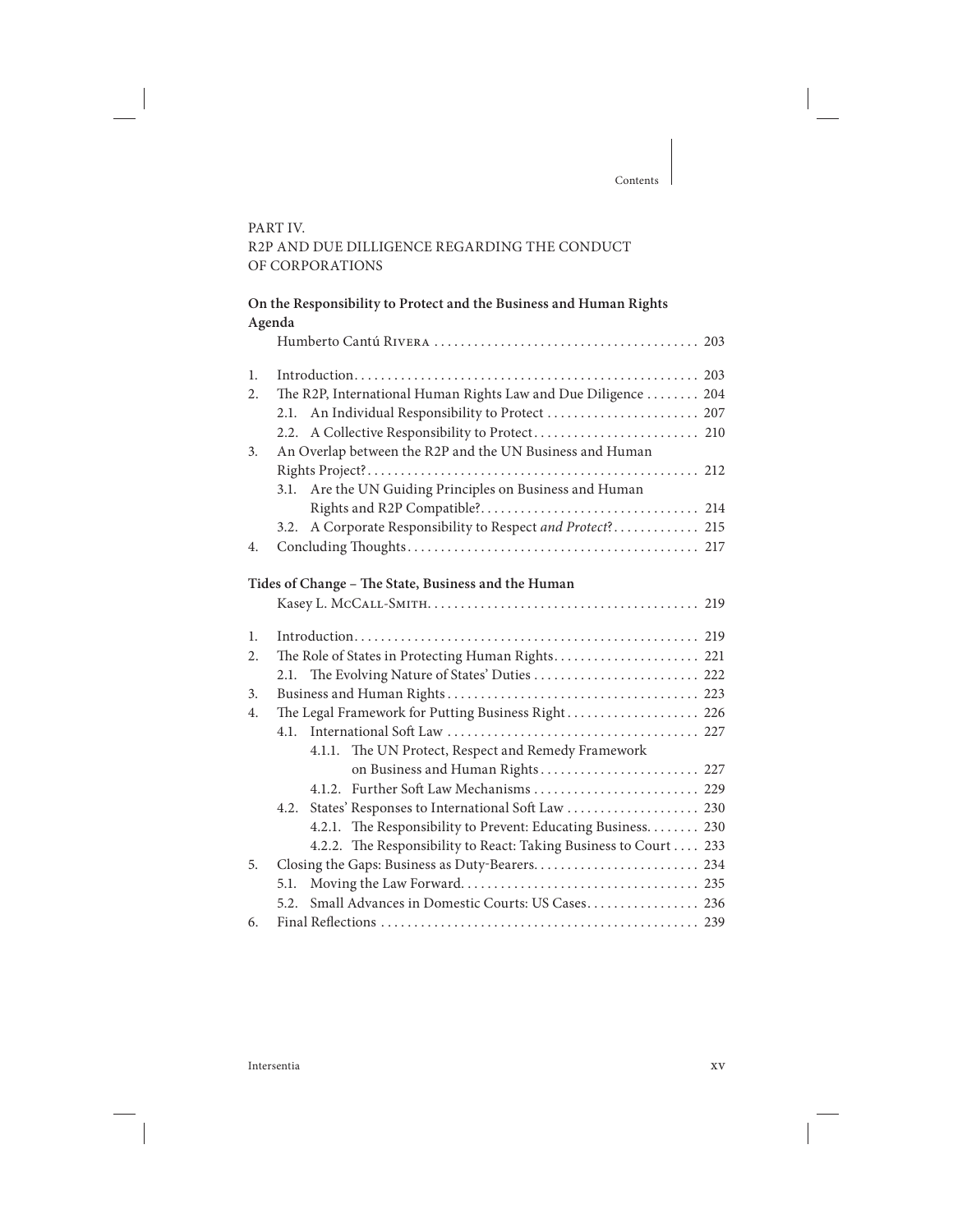PART IV.
R2P AND DUE DILLIGENCE REGARDING THE CONDUCT OF CORPORATIONS

**On the Responsibility to Protect and the Business and Human Rights Agenda**

Humberto Cantú Rivera . . . . . . . . . . . . . . . . . . . . . . . . . . . . . . . . . . . . . . . . 203

1. Introduction . . . . . . . . . . . . . . . . . . . . . . . . . . . . . . . . . . . . . . . . . . . . . . . . . . . 203
2. The R2P, International Human Rights Law and Due Diligence . . . . . . . . 204
   2.1. An Individual Responsibility to Protect . . . . . . . . . . . . . . . . . . . . . . . 207
   2.2. A Collective Responsibility to Protect . . . . . . . . . . . . . . . . . . . . . . . . . 210
3. An Overlap between the R2P and the UN Business and Human Rights Project? . . . . . . . . . . . . . . . . . . . . . . . . . . . . . . . . . . . . . . . . . . . . . . . . . 212
   3.1. Are the UN Guiding Principles on Business and Human Rights and R2P Compatible? . . . . . . . . . . . . . . . . . . . . . . . . . . . . . . . . 214
   3.2. A Corporate Responsibility to Respect *and Protect*? . . . . . . . . . . . . . 215
4. Concluding Thoughts . . . . . . . . . . . . . . . . . . . . . . . . . . . . . . . . . . . . . . . . . . . 217

**Tides of Change – The State, Business and the Human**

Kasey L. McCall-Smith . . . . . . . . . . . . . . . . . . . . . . . . . . . . . . . . . . . . . . . . 219

1. Introduction . . . . . . . . . . . . . . . . . . . . . . . . . . . . . . . . . . . . . . . . . . . . . . . . . . . 219
2. The Role of States in Protecting Human Rights . . . . . . . . . . . . . . . . . . . . . . 221
   2.1. The Evolving Nature of States' Duties . . . . . . . . . . . . . . . . . . . . . . . . . 222
3. Business and Human Rights . . . . . . . . . . . . . . . . . . . . . . . . . . . . . . . . . . . . . . 223
4. The Legal Framework for Putting Business Right . . . . . . . . . . . . . . . . . . . . 226
   4.1. International Soft Law . . . . . . . . . . . . . . . . . . . . . . . . . . . . . . . . . . . . . . 227
      4.1.1. The UN Protect, Respect and Remedy Framework on Business and Human Rights . . . . . . . . . . . . . . . . . . . . . . . . 227
      4.1.2. Further Soft Law Mechanisms . . . . . . . . . . . . . . . . . . . . . . . . . 229
   4.2. States' Responses to International Soft Law . . . . . . . . . . . . . . . . . . . . 230
      4.2.1. The Responsibility to Prevent: Educating Business . . . . . . . . 230
      4.2.2. The Responsibility to React: Taking Business to Court . . . . 233
5. Closing the Gaps: Business as Duty-Bearers . . . . . . . . . . . . . . . . . . . . . . . . . 234
   5.1. Moving the Law Forward . . . . . . . . . . . . . . . . . . . . . . . . . . . . . . . . . . . . 235
   5.2. Small Advances in Domestic Courts: US Cases . . . . . . . . . . . . . . . . . 236
6. Final Reflections . . . . . . . . . . . . . . . . . . . . . . . . . . . . . . . . . . . . . . . . . . . . . . . . 239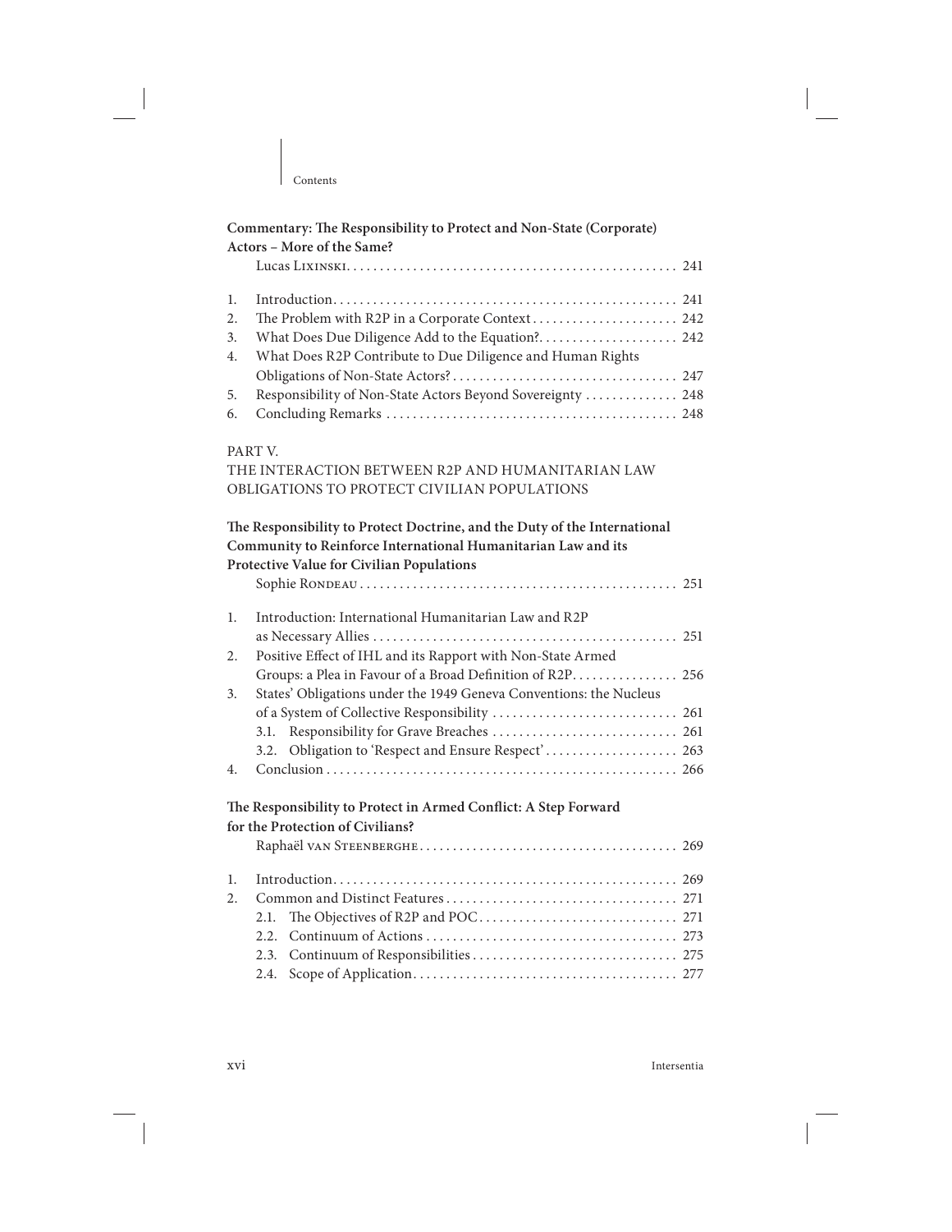**Commentary: The Responsibility to Protect and Non-State (Corporate) Actors – More of the Same?**
Lucas Lixinski ................................................. 241

1. Introduction ................................................. 241
2. The Problem with R2P in a Corporate Context ................................................. 242
3. What Does Due Diligence Add to the Equation? ................................................. 242
4. What Does R2P Contribute to Due Diligence and Human Rights Obligations of Non-State Actors? ................................................. 247
5. Responsibility of Non-State Actors Beyond Sovereignty ................................................. 248
6. Concluding Remarks ................................................. 248

PART V.
THE INTERACTION BETWEEN R2P AND HUMANITARIAN LAW OBLIGATIONS TO PROTECT CIVILIAN POPULATIONS

**The Responsibility to Protect Doctrine, and the Duty of the International Community to Reinforce International Humanitarian Law and its Protective Value for Civilian Populations**
Sophie Rondeau ................................................. 251

1. Introduction: International Humanitarian Law and R2P as Necessary Allies ................................................. 251
2. Positive Effect of IHL and its Rapport with Non-State Armed Groups: a Plea in Favour of a Broad Definition of R2P ................................................. 256
3. States' Obligations under the 1949 Geneva Conventions: the Nucleus of a System of Collective Responsibility ................................................. 261
   3.1. Responsibility for Grave Breaches ................................................. 261
   3.2. Obligation to 'Respect and Ensure Respect' ................................................. 263
4. Conclusion ................................................. 266

**The Responsibility to Protect in Armed Conflict: A Step Forward for the Protection of Civilians?**
Raphaël van Steenberghe ................................................. 269

1. Introduction ................................................. 269
2. Common and Distinct Features ................................................. 271
   2.1. The Objectives of R2P and POC ................................................. 271
   2.2. Continuum of Actions ................................................. 273
   2.3. Continuum of Responsibilities ................................................. 275
   2.4. Scope of Application ................................................. 277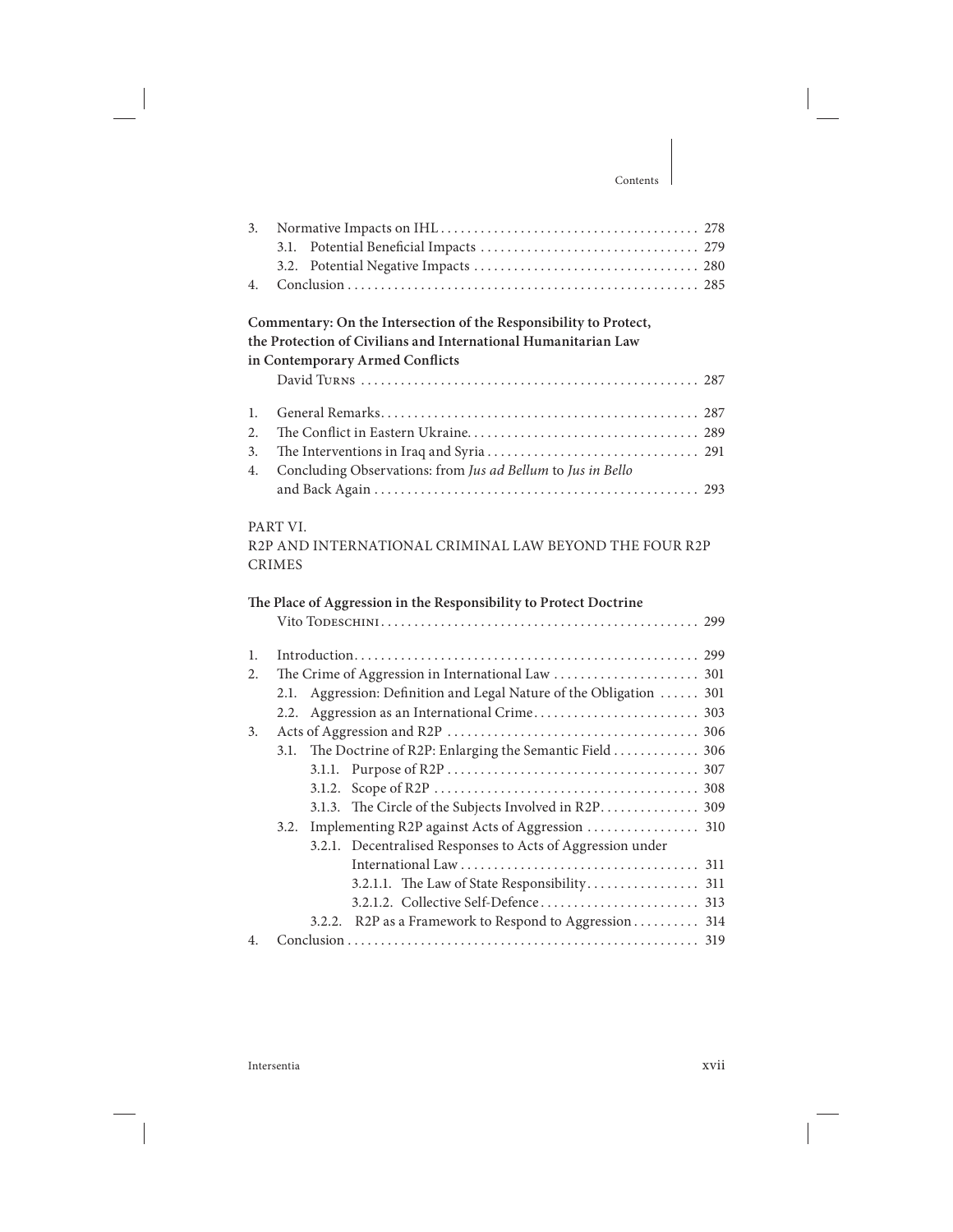3. Normative Impacts on IHL ...................................... 278
   - 3.1. Potential Beneficial Impacts ................................ 279
   - 3.2. Potential Negative Impacts .................................. 280
4. Conclusion ...................................................... 285

**Commentary: On the Intersection of the Responsibility to Protect, the Protection of Civilians and International Humanitarian Law in Contemporary Armed Conflicts**

David Turns ........................................................ 287

1. General Remarks................................................. 287
2. The Conflict in Eastern Ukraine.................................. 289
3. The Interventions in Iraq and Syria ............................... 291
4. Concluding Observations: from *Jus ad Bellum* to *Jus in Bello* and Back Again ................................................ 293

PART VI.
R2P AND INTERNATIONAL CRIMINAL LAW BEYOND THE FOUR R2P CRIMES

**The Place of Aggression in the Responsibility to Protect Doctrine**

Vito Todeschini...................................................... 299

1. Introduction...................................................... 299
2. The Crime of Aggression in International Law ..................... 301
   - 2.1. Aggression: Definition and Legal Nature of the Obligation ...... 301
   - 2.2. Aggression as an International Crime......................... 303
3. Acts of Aggression and R2P ...................................... 306
   - 3.1. The Doctrine of R2P: Enlarging the Semantic Field ............ 306
     - 3.1.1. Purpose of R2P ...................................... 307
     - 3.1.2. Scope of R2P ........................................ 308
     - 3.1.3. The Circle of the Subjects Involved in R2P............... 309
   - 3.2. Implementing R2P against Acts of Aggression ................. 310
     - 3.2.1. Decentralised Responses to Acts of Aggression under International Law ..................................... 311
       - 3.2.1.1. The Law of State Responsibility................. 311
       - 3.2.1.2. Collective Self-Defence........................ 313
     - 3.2.2. R2P as a Framework to Respond to Aggression.......... 314
4. Conclusion ...................................................... 319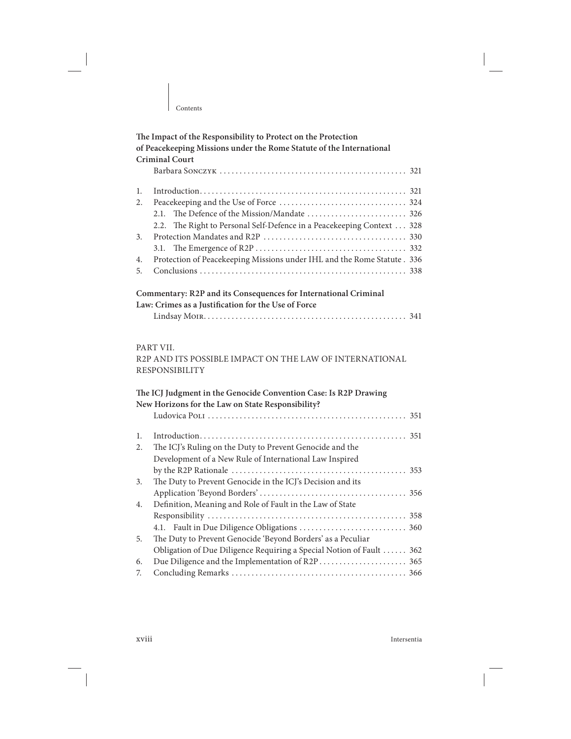**The Impact of the Responsibility to Protect on the Protection of Peacekeeping Missions under the Rome Statute of the International Criminal Court**

Barbara Sonczyk . . . . . . . . . . . . . . . . . . . . . . . . . . . . . . . . . . . . . . . . . . . . . . 321

1. Introduction . . . . . . . . . . . . . . . . . . . . . . . . . . . . . . . . . . . . . . . . . . . . . . . . . . . 321
2. Peacekeeping and the Use of Force . . . . . . . . . . . . . . . . . . . . . . . . . . . . . . . 324
   2.1. The Defence of the Mission/Mandate . . . . . . . . . . . . . . . . . . . . . . . . . 326
   2.2. The Right to Personal Self-Defence in a Peacekeeping Context . . . 328
3. Protection Mandates and R2P . . . . . . . . . . . . . . . . . . . . . . . . . . . . . . . . . . . 330
   3.1. The Emergence of R2P . . . . . . . . . . . . . . . . . . . . . . . . . . . . . . . . . . . . . 332
4. Protection of Peacekeeping Missions under IHL and the Rome Statute . 336
5. Conclusions . . . . . . . . . . . . . . . . . . . . . . . . . . . . . . . . . . . . . . . . . . . . . . . . . . . 338

**Commentary: R2P and its Consequences for International Criminal Law: Crimes as a Justification for the Use of Force**

Lindsay Moir . . . . . . . . . . . . . . . . . . . . . . . . . . . . . . . . . . . . . . . . . . . . . . . . . . 341

## PART VII. R2P AND ITS POSSIBLE IMPACT ON THE LAW OF INTERNATIONAL RESPONSIBILITY

**The ICJ Judgment in the Genocide Convention Case: Is R2P Drawing New Horizons for the Law on State Responsibility?**

Ludovica Poli . . . . . . . . . . . . . . . . . . . . . . . . . . . . . . . . . . . . . . . . . . . . . . . . . 351

1. Introduction . . . . . . . . . . . . . . . . . . . . . . . . . . . . . . . . . . . . . . . . . . . . . . . . . . . 351
2. The ICJ's Ruling on the Duty to Prevent Genocide and the Development of a New Rule of International Law Inspired by the R2P Rationale . . . . . . . . . . . . . . . . . . . . . . . . . . . . . . . . . . . . . . . . . . . 353
3. The Duty to Prevent Genocide in the ICJ's Decision and its Application 'Beyond Borders' . . . . . . . . . . . . . . . . . . . . . . . . . . . . . . . . . . . . 356
4. Definition, Meaning and Role of Fault in the Law of State Responsibility . . . . . . . . . . . . . . . . . . . . . . . . . . . . . . . . . . . . . . . . . . . . . . . . . 358
   4.1. Fault in Due Diligence Obligations . . . . . . . . . . . . . . . . . . . . . . . . . . 360
5. The Duty to Prevent Genocide 'Beyond Borders' as a Peculiar Obligation of Due Diligence Requiring a Special Notion of Fault . . . . . . 362
6. Due Diligence and the Implementation of R2P . . . . . . . . . . . . . . . . . . . . . 365
7. Concluding Remarks . . . . . . . . . . . . . . . . . . . . . . . . . . . . . . . . . . . . . . . . . . . 366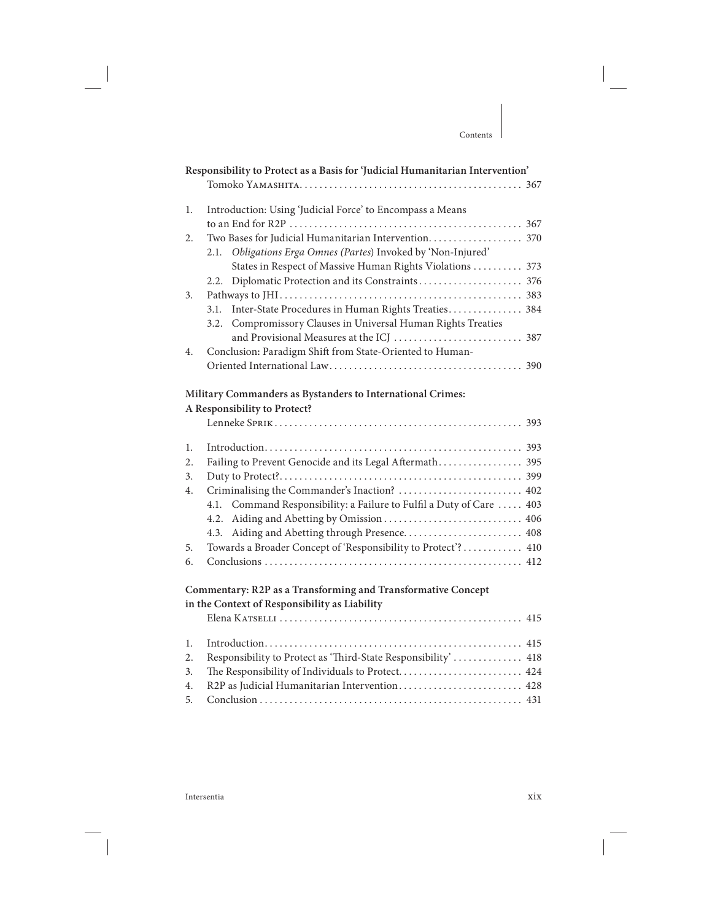**Responsibility to Protect as a Basis for 'Judicial Humanitarian Intervention'**
Tomoko Yamashita . . . . . . . . . . . . . . . . . . . . . . . . . . . . . . . . . . . . . . . . . . . . . 367

1. Introduction: Using 'Judicial Force' to Encompass a Means to an End for R2P . . . . . . . . . . . . . . . . . . . . . . . . . . . . . . . . . . . . . . . . . . . . . . . 367
2. Two Bases for Judicial Humanitarian Intervention. . . . . . . . . . . . . . . . . . . 370
   2.1. *Obligations Erga Omnes (Partes)* Invoked by 'Non-Injured' States in Respect of Massive Human Rights Violations . . . . . . . . . . 373
   2.2. Diplomatic Protection and its Constraints . . . . . . . . . . . . . . . . . . . . 376
3. Pathways to JHI . . . . . . . . . . . . . . . . . . . . . . . . . . . . . . . . . . . . . . . . . . . . . . . . 383
   3.1. Inter-State Procedures in Human Rights Treaties. . . . . . . . . . . . . . . 384
   3.2. Compromissory Clauses in Universal Human Rights Treaties and Provisional Measures at the ICJ . . . . . . . . . . . . . . . . . . . . . . . . . 387
4. Conclusion: Paradigm Shift from State-Oriented to Human-Oriented International Law. . . . . . . . . . . . . . . . . . . . . . . . . . . . . . . . . . . . . . . 390

**Military Commanders as Bystanders to International Crimes: A Responsibility to Protect?**
Lenneke Sprik . . . . . . . . . . . . . . . . . . . . . . . . . . . . . . . . . . . . . . . . . . . . . . . . . . 393

1. Introduction. . . . . . . . . . . . . . . . . . . . . . . . . . . . . . . . . . . . . . . . . . . . . . . . . . . . 393
2. Failing to Prevent Genocide and its Legal Aftermath. . . . . . . . . . . . . . . . . 395
3. Duty to Protect?. . . . . . . . . . . . . . . . . . . . . . . . . . . . . . . . . . . . . . . . . . . . . . . . 399
4. Criminalising the Commander's Inaction? . . . . . . . . . . . . . . . . . . . . . . . . . 402
   4.1. Command Responsibility: a Failure to Fulfil a Duty of Care . . . . . 403
   4.2. Aiding and Abetting by Omission . . . . . . . . . . . . . . . . . . . . . . . . . . . 406
   4.3. Aiding and Abetting through Presence. . . . . . . . . . . . . . . . . . . . . . . . 408
5. Towards a Broader Concept of 'Responsibility to Protect'? . . . . . . . . . . . 410
6. Conclusions . . . . . . . . . . . . . . . . . . . . . . . . . . . . . . . . . . . . . . . . . . . . . . . . . . . 412

**Commentary: R2P as a Transforming and Transformative Concept in the Context of Responsibility as Liability**
Elena Katselli . . . . . . . . . . . . . . . . . . . . . . . . . . . . . . . . . . . . . . . . . . . . . . . . . 415

1. Introduction. . . . . . . . . . . . . . . . . . . . . . . . . . . . . . . . . . . . . . . . . . . . . . . . . . . 415
2. Responsibility to Protect as 'Third-State Responsibility' . . . . . . . . . . . . . 418
3. The Responsibility of Individuals to Protect. . . . . . . . . . . . . . . . . . . . . . . . 424
4. R2P as Judicial Humanitarian Intervention. . . . . . . . . . . . . . . . . . . . . . . . 428
5. Conclusion . . . . . . . . . . . . . . . . . . . . . . . . . . . . . . . . . . . . . . . . . . . . . . . . . . . . 431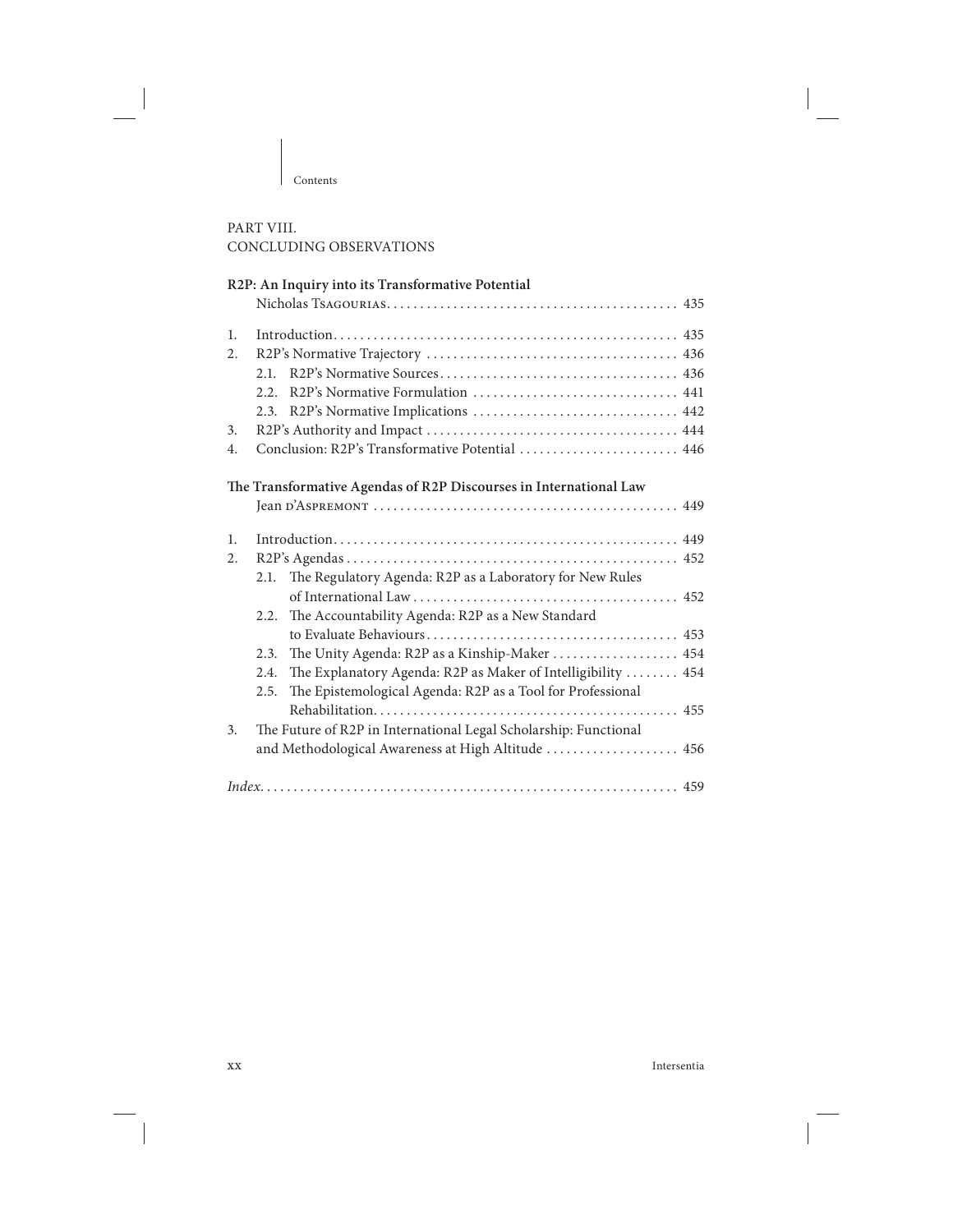## PART VIII.
## CONCLUDING OBSERVATIONS

**R2P: An Inquiry into its Transformative Potential**

Nicholas Tsagourias . . . . . . . . . . . . . . . . . . . . . . . . . . . . . . . . . . . . . . . . . . . 435

1. Introduction . . . . . . . . . . . . . . . . . . . . . . . . . . . . . . . . . . . . . . . . . . . . . . . . . . 435
2. R2P's Normative Trajectory . . . . . . . . . . . . . . . . . . . . . . . . . . . . . . . . . . . . . 436
   - 2.1. R2P's Normative Sources . . . . . . . . . . . . . . . . . . . . . . . . . . . . . . . . . . 436
   - 2.2. R2P's Normative Formulation . . . . . . . . . . . . . . . . . . . . . . . . . . . . . . 441
   - 2.3. R2P's Normative Implications . . . . . . . . . . . . . . . . . . . . . . . . . . . . . . 442
3. R2P's Authority and Impact . . . . . . . . . . . . . . . . . . . . . . . . . . . . . . . . . . . . 444
4. Conclusion: R2P's Transformative Potential . . . . . . . . . . . . . . . . . . . . . . . 446

**The Transformative Agendas of R2P Discourses in International Law**

Jean d'Aspremont . . . . . . . . . . . . . . . . . . . . . . . . . . . . . . . . . . . . . . . . . . . . . 449

1. Introduction . . . . . . . . . . . . . . . . . . . . . . . . . . . . . . . . . . . . . . . . . . . . . . . . . . 449
2. R2P's Agendas . . . . . . . . . . . . . . . . . . . . . . . . . . . . . . . . . . . . . . . . . . . . . . . . 452
   - 2.1. The Regulatory Agenda: R2P as a Laboratory for New Rules of International Law . . . . . . . . . . . . . . . . . . . . . . . . . . . . . . . . . . . . . . . 452
   - 2.2. The Accountability Agenda: R2P as a New Standard to Evaluate Behaviours . . . . . . . . . . . . . . . . . . . . . . . . . . . . . . . . . . . . 453
   - 2.3. The Unity Agenda: R2P as a Kinship-Maker . . . . . . . . . . . . . . . . . . 454
   - 2.4. The Explanatory Agenda: R2P as Maker of Intelligibility . . . . . . . . 454
   - 2.5. The Epistemological Agenda: R2P as a Tool for Professional Rehabilitation . . . . . . . . . . . . . . . . . . . . . . . . . . . . . . . . . . . . . . . . . . . . 455
3. The Future of R2P in International Legal Scholarship: Functional and Methodological Awareness at High Altitude . . . . . . . . . . . . . . . . . . . 456

*Index* . . . . . . . . . . . . . . . . . . . . . . . . . . . . . . . . . . . . . . . . . . . . . . . . . . . . . . . . . 459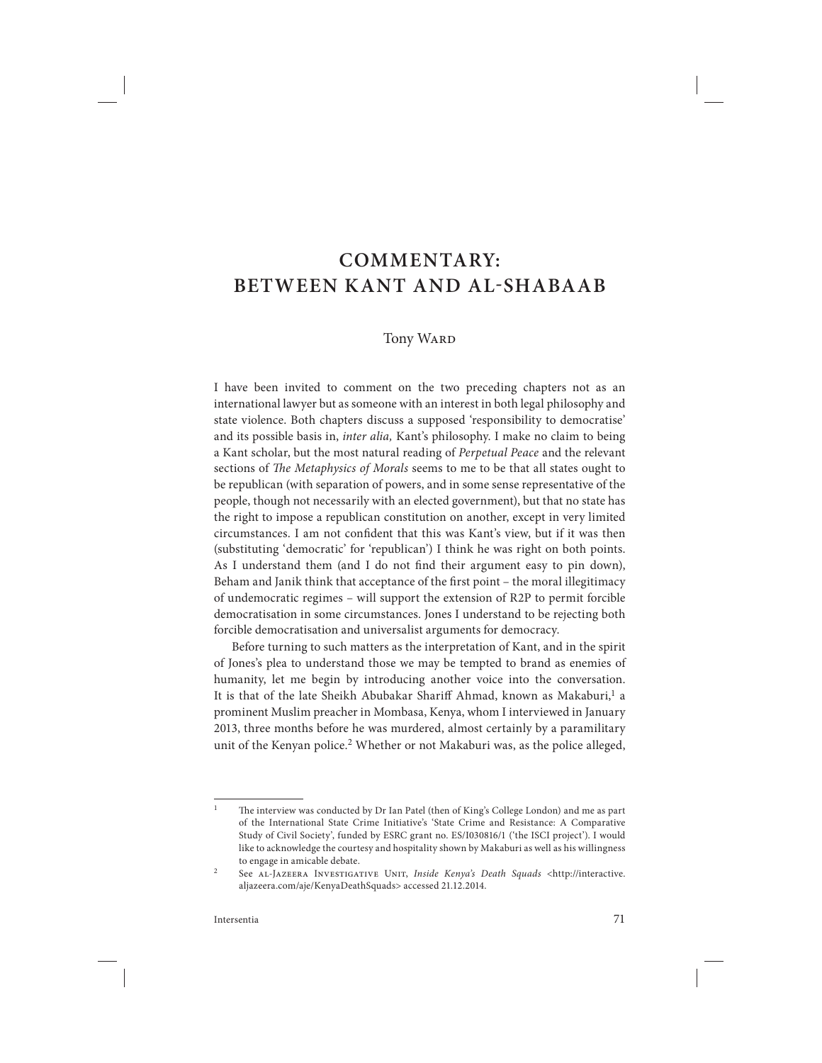# COMMENTARY: BETWEEN KANT AND AL-SHABAAB

Tony WARD

I have been invited to comment on the two preceding chapters not as an international lawyer but as someone with an interest in both legal philosophy and state violence. Both chapters discuss a supposed 'responsibility to democratise' and its possible basis in, *inter alia,* Kant's philosophy. I make no claim to being a Kant scholar, but the most natural reading of *Perpetual Peace* and the relevant sections of *The Metaphysics of Morals* seems to me to be that all states ought to be republican (with separation of powers, and in some sense representative of the people, though not necessarily with an elected government), but that no state has the right to impose a republican constitution on another, except in very limited circumstances. I am not confident that this was Kant's view, but if it was then (substituting 'democratic' for 'republican') I think he was right on both points. As I understand them (and I do not find their argument easy to pin down), Beham and Janik think that acceptance of the first point – the moral illegitimacy of undemocratic regimes – will support the extension of R2P to permit forcible democratisation in some circumstances. Jones I understand to be rejecting both forcible democratisation and universalist arguments for democracy.

Before turning to such matters as the interpretation of Kant, and in the spirit of Jones's plea to understand those we may be tempted to brand as enemies of humanity, let me begin by introducing another voice into the conversation. It is that of the late Sheikh Abubakar Shariff Ahmad, known as Makaburi,[1] a prominent Muslim preacher in Mombasa, Kenya, whom I interviewed in January 2013, three months before he was murdered, almost certainly by a paramilitary unit of the Kenyan police.[2] Whether or not Makaburi was, as the police alleged,

---

[1] The interview was conducted by Dr Ian Patel (then of King's College London) and me as part of the International State Crime Initiative's 'State Crime and Resistance: A Comparative Study of Civil Society', funded by ESRC grant no. ES/I030816/1 ('the ISCI project'). I would like to acknowledge the courtesy and hospitality shown by Makaburi as well as his willingness to engage in amicable debate.

[2] See AL-JAZEERA INVESTIGATIVE UNIT, *Inside Kenya's Death Squads* <http://interactive.aljazeera.com/aje/KenyaDeathSquads> accessed 21.12.2014.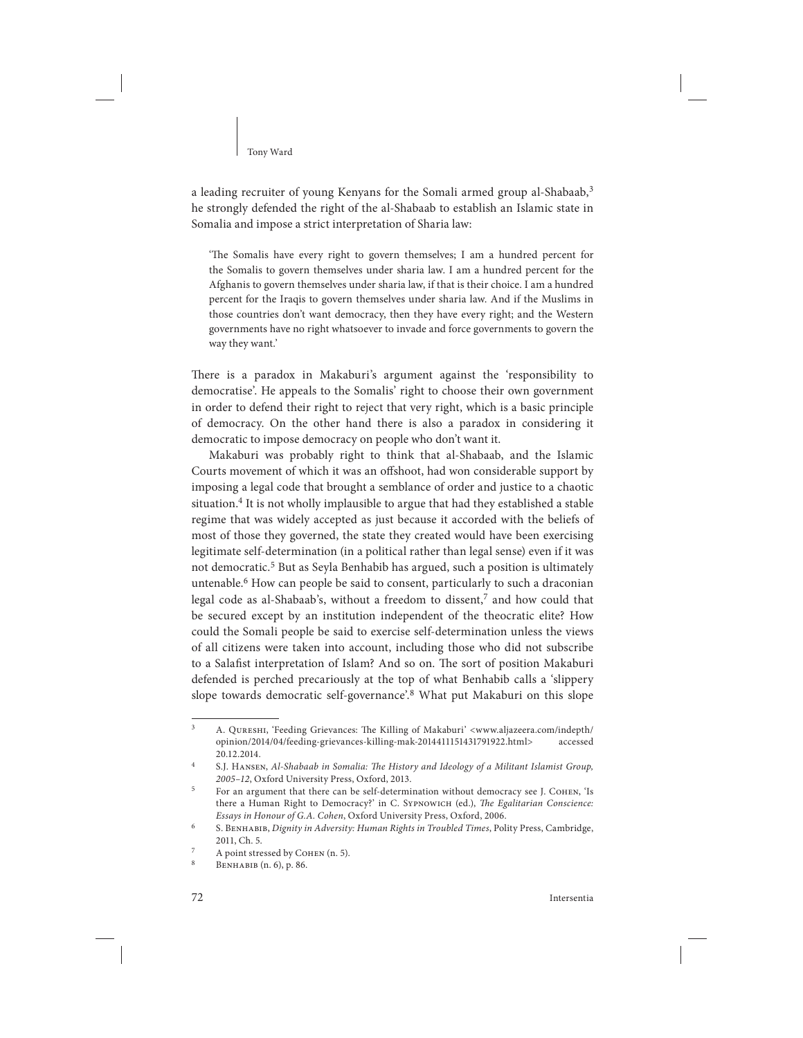a leading recruiter of young Kenyans for the Somali armed group al-Shabaab,[3] he strongly defended the right of the al-Shabaab to establish an Islamic state in Somalia and impose a strict interpretation of Sharia law:

> 'The Somalis have every right to govern themselves; I am a hundred percent for the Somalis to govern themselves under sharia law. I am a hundred percent for the Afghanis to govern themselves under sharia law, if that is their choice. I am a hundred percent for the Iraqis to govern themselves under sharia law. And if the Muslims in those countries don't want democracy, then they have every right; and the Western governments have no right whatsoever to invade and force governments to govern the way they want.'

There is a paradox in Makaburi's argument against the 'responsibility to democratise'. He appeals to the Somalis' right to choose their own government in order to defend their right to reject that very right, which is a basic principle of democracy. On the other hand there is also a paradox in considering it democratic to impose democracy on people who don't want it.

Makaburi was probably right to think that al-Shabaab, and the Islamic Courts movement of which it was an offshoot, had won considerable support by imposing a legal code that brought a semblance of order and justice to a chaotic situation.[4] It is not wholly implausible to argue that had they established a stable regime that was widely accepted as just because it accorded with the beliefs of most of those they governed, the state they created would have been exercising legitimate self-determination (in a political rather than legal sense) even if it was not democratic.[5] But as Seyla Benhabib has argued, such a position is ultimately untenable.[6] How can people be said to consent, particularly to such a draconian legal code as al-Shabaab's, without a freedom to dissent,[7] and how could that be secured except by an institution independent of the theocratic elite? How could the Somali people be said to exercise self-determination unless the views of all citizens were taken into account, including those who did not subscribe to a Salafist interpretation of Islam? And so on. The sort of position Makaburi defended is perched precariously at the top of what Benhabib calls a 'slippery slope towards democratic self-governance'.[8] What put Makaburi on this slope

---

[3] A. Qureshi, 'Feeding Grievances: The Killing of Makaburi' <www.aljazeera.com/indepth/opinion/2014/04/feeding-grievances-killing-mak-2014411151431791922.html> accessed 20.12.2014.

[4] S.J. Hansen, *Al-Shabaab in Somalia: The History and Ideology of a Militant Islamist Group, 2005–12*, Oxford University Press, Oxford, 2013.

[5] For an argument that there can be self-determination without democracy see J. Cohen, 'Is there a Human Right to Democracy?' in C. Sypnowich (ed.), *The Egalitarian Conscience: Essays in Honour of G.A. Cohen*, Oxford University Press, Oxford, 2006.

[6] S. Benhabib, *Dignity in Adversity: Human Rights in Troubled Times*, Polity Press, Cambridge, 2011, Ch. 5.

[7] A point stressed by Cohen (n. 5).

[8] Benhabib (n. 6), p. 86.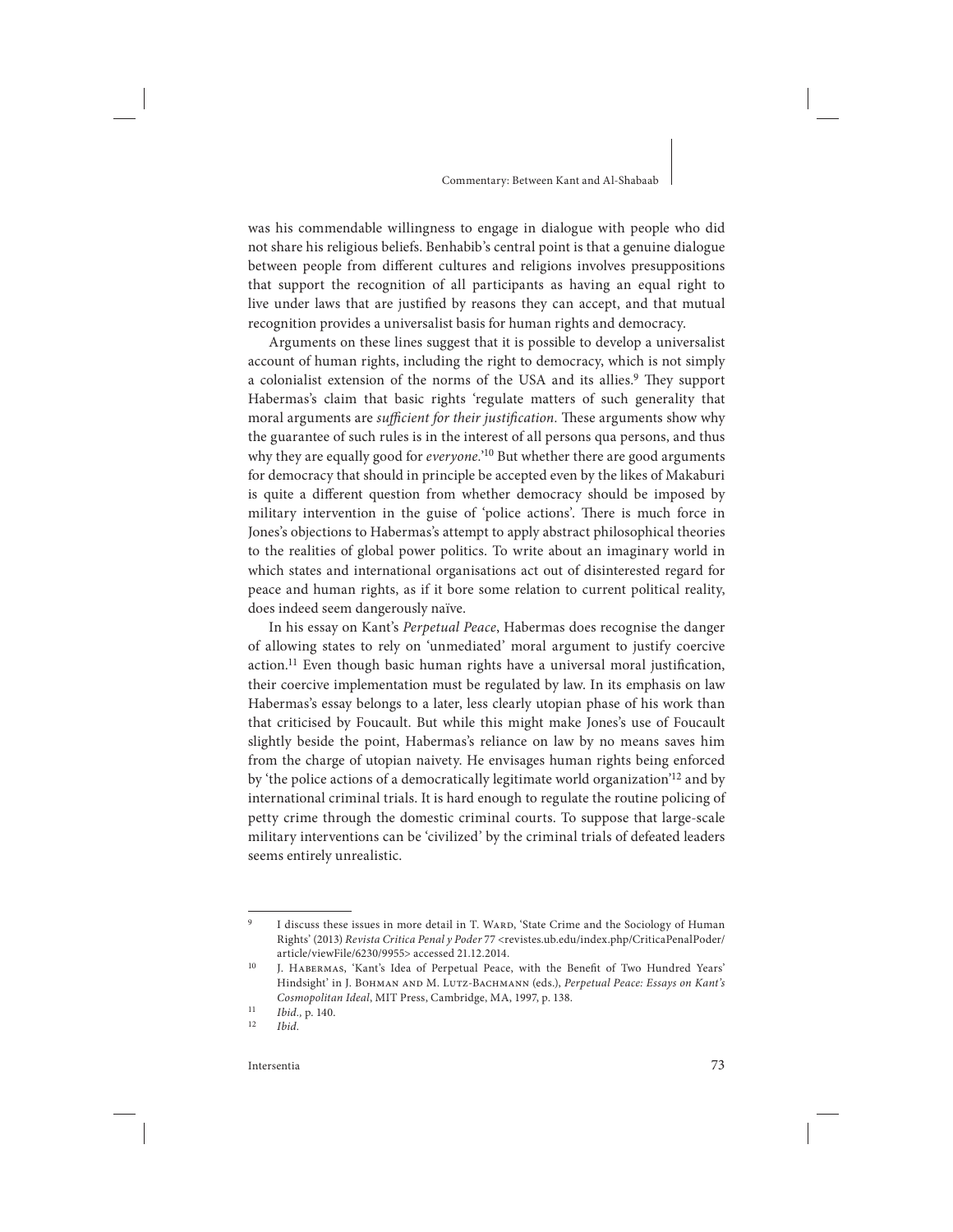was his commendable willingness to engage in dialogue with people who did not share his religious beliefs. Benhabib's central point is that a genuine dialogue between people from different cultures and religions involves presuppositions that support the recognition of all participants as having an equal right to live under laws that are justified by reasons they can accept, and that mutual recognition provides a universalist basis for human rights and democracy.

Arguments on these lines suggest that it is possible to develop a universalist account of human rights, including the right to democracy, which is not simply a colonialist extension of the norms of the USA and its allies.[9] They support Habermas's claim that basic rights 'regulate matters of such generality that moral arguments are *sufficient for their justification*. These arguments show why the guarantee of such rules is in the interest of all persons qua persons, and thus why they are equally good for *everyone*.'[10] But whether there are good arguments for democracy that should in principle be accepted even by the likes of Makaburi is quite a different question from whether democracy should be imposed by military intervention in the guise of 'police actions'. There is much force in Jones's objections to Habermas's attempt to apply abstract philosophical theories to the realities of global power politics. To write about an imaginary world in which states and international organisations act out of disinterested regard for peace and human rights, as if it bore some relation to current political reality, does indeed seem dangerously naïve.

In his essay on Kant's *Perpetual Peace*, Habermas does recognise the danger of allowing states to rely on 'unmediated' moral argument to justify coercive action.[11] Even though basic human rights have a universal moral justification, their coercive implementation must be regulated by law. In its emphasis on law Habermas's essay belongs to a later, less clearly utopian phase of his work than that criticised by Foucault. But while this might make Jones's use of Foucault slightly beside the point, Habermas's reliance on law by no means saves him from the charge of utopian naivety. He envisages human rights being enforced by 'the police actions of a democratically legitimate world organization'[12] and by international criminal trials. It is hard enough to regulate the routine policing of petty crime through the domestic criminal courts. To suppose that large-scale military interventions can be 'civilized' by the criminal trials of defeated leaders seems entirely unrealistic.

---

[9] I discuss these issues in more detail in T. Ward, 'State Crime and the Sociology of Human Rights' (2013) *Revista Critica Penal y Poder* 77 <revistes.ub.edu/index.php/CriticaPenalPoder/article/viewFile/6230/9955> accessed 21.12.2014.

[10] J. Habermas, 'Kant's Idea of Perpetual Peace, with the Benefit of Two Hundred Years' Hindsight' in J. Bohman and M. Lutz-Bachmann (eds.), *Perpetual Peace: Essays on Kant's Cosmopolitan Ideal*, MIT Press, Cambridge, MA, 1997, p. 138.

[11] *Ibid.*, p. 140.

[12] *Ibid.*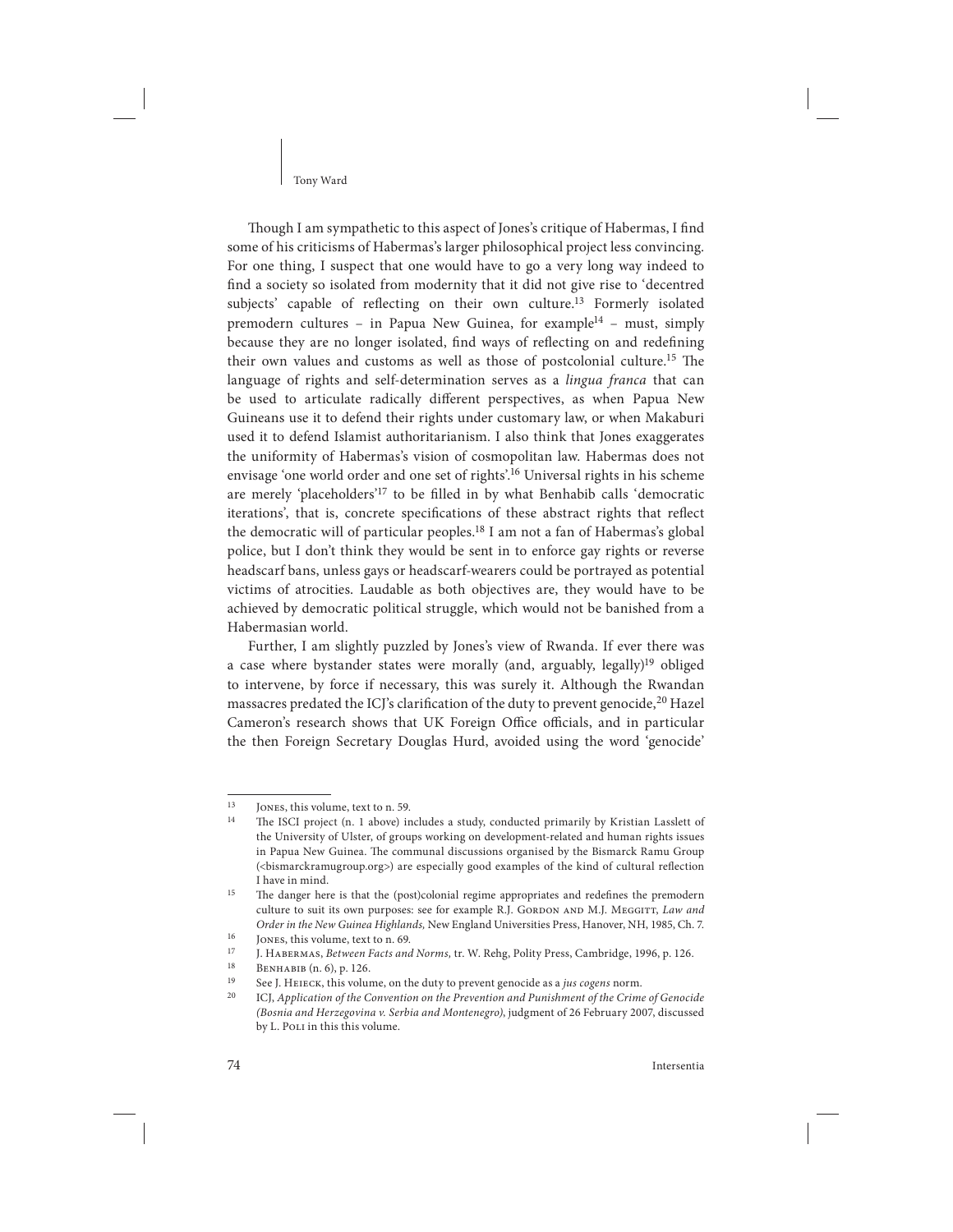Though I am sympathetic to this aspect of Jones's critique of Habermas, I find some of his criticisms of Habermas's larger philosophical project less convincing. For one thing, I suspect that one would have to go a very long way indeed to find a society so isolated from modernity that it did not give rise to 'decentred subjects' capable of reflecting on their own culture.[13] Formerly isolated premodern cultures – in Papua New Guinea, for example[14] – must, simply because they are no longer isolated, find ways of reflecting on and redefining their own values and customs as well as those of postcolonial culture.[15] The language of rights and self-determination serves as a *lingua franca* that can be used to articulate radically different perspectives, as when Papua New Guineans use it to defend their rights under customary law, or when Makaburi used it to defend Islamist authoritarianism. I also think that Jones exaggerates the uniformity of Habermas's vision of cosmopolitan law. Habermas does not envisage 'one world order and one set of rights'.[16] Universal rights in his scheme are merely 'placeholders'[17] to be filled in by what Benhabib calls 'democratic iterations', that is, concrete specifications of these abstract rights that reflect the democratic will of particular peoples.[18] I am not a fan of Habermas's global police, but I don't think they would be sent in to enforce gay rights or reverse headscarf bans, unless gays or headscarf-wearers could be portrayed as potential victims of atrocities. Laudable as both objectives are, they would have to be achieved by democratic political struggle, which would not be banished from a Habermasian world.

Further, I am slightly puzzled by Jones's view of Rwanda. If ever there was a case where bystander states were morally (and, arguably, legally)[19] obliged to intervene, by force if necessary, this was surely it. Although the Rwandan massacres predated the ICJ's clarification of the duty to prevent genocide,[20] Hazel Cameron's research shows that UK Foreign Office officials, and in particular the then Foreign Secretary Douglas Hurd, avoided using the word 'genocide'

---

[13] Jones, this volume, text to n. 59.

[14] The ISCI project (n. 1 above) includes a study, conducted primarily by Kristian Lasslett of the University of Ulster, of groups working on development-related and human rights issues in Papua New Guinea. The communal discussions organised by the Bismarck Ramu Group (<bismarckramugroup.org>) are especially good examples of the kind of cultural reflection I have in mind.

[15] The danger here is that the (post)colonial regime appropriates and redefines the premodern culture to suit its own purposes: see for example R.J. Gordon and M.J. Meggitt, *Law and Order in the New Guinea Highlands,* New England Universities Press, Hanover, NH, 1985, Ch. 7.

[16] Jones, this volume, text to n. 69.

[17] J. Habermas, *Between Facts and Norms,* tr. W. Rehg, Polity Press, Cambridge, 1996, p. 126.

[18] Benhabib (n. 6), p. 126.

[19] See J. Heieck, this volume, on the duty to prevent genocide as a *jus cogens* norm.

[20] ICJ, *Application of the Convention on the Prevention and Punishment of the Crime of Genocide (Bosnia and Herzegovina v. Serbia and Montenegro)*, judgment of 26 February 2007, discussed by L. Poli in this this volume.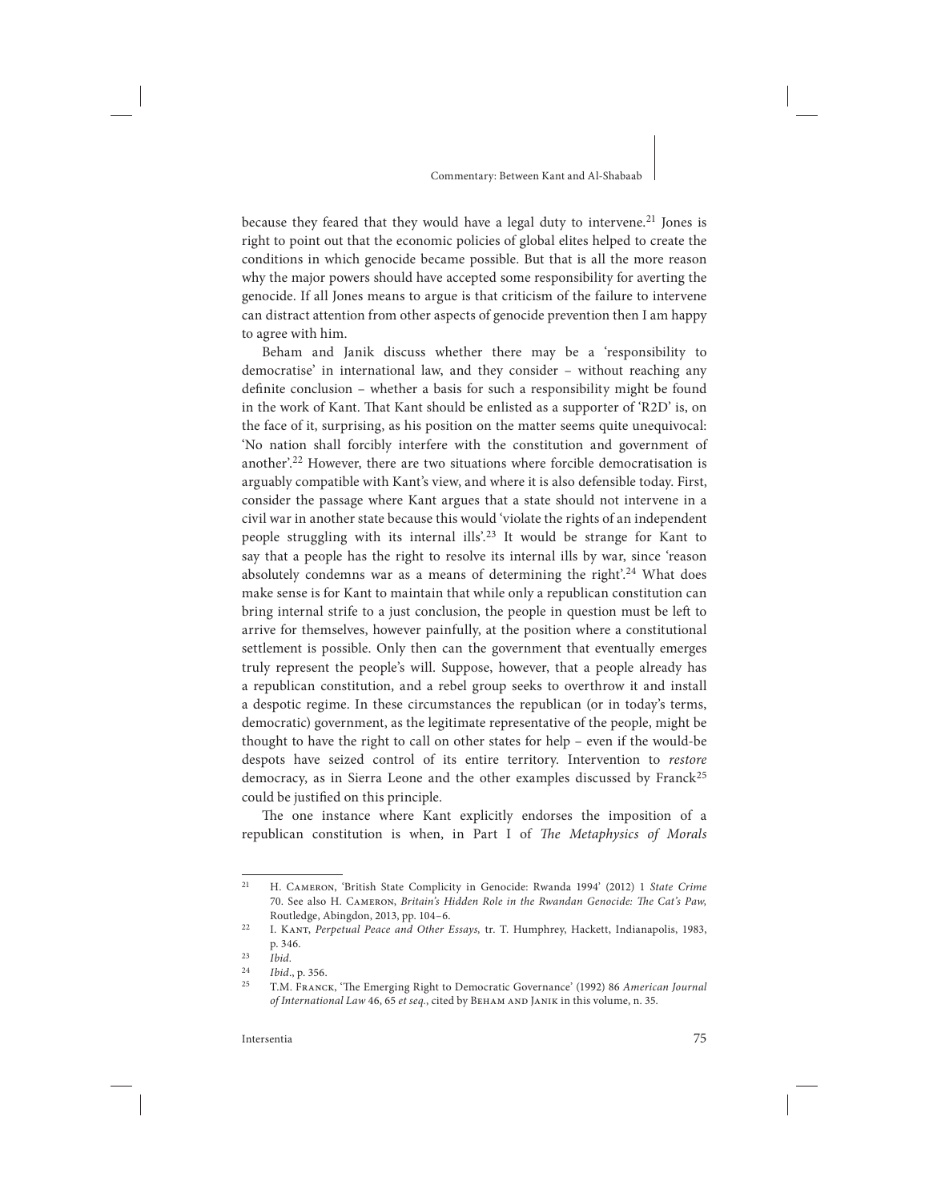because they feared that they would have a legal duty to intervene.[21] Jones is right to point out that the economic policies of global elites helped to create the conditions in which genocide became possible. But that is all the more reason why the major powers should have accepted some responsibility for averting the genocide. If all Jones means to argue is that criticism of the failure to intervene can distract attention from other aspects of genocide prevention then I am happy to agree with him.

Beham and Janik discuss whether there may be a 'responsibility to democratise' in international law, and they consider – without reaching any definite conclusion – whether a basis for such a responsibility might be found in the work of Kant. That Kant should be enlisted as a supporter of 'R2D' is, on the face of it, surprising, as his position on the matter seems quite unequivocal: 'No nation shall forcibly interfere with the constitution and government of another'.[22] However, there are two situations where forcible democratisation is arguably compatible with Kant's view, and where it is also defensible today. First, consider the passage where Kant argues that a state should not intervene in a civil war in another state because this would 'violate the rights of an independent people struggling with its internal ills'.[23] It would be strange for Kant to say that a people has the right to resolve its internal ills by war, since 'reason absolutely condemns war as a means of determining the right'.[24] What does make sense is for Kant to maintain that while only a republican constitution can bring internal strife to a just conclusion, the people in question must be left to arrive for themselves, however painfully, at the position where a constitutional settlement is possible. Only then can the government that eventually emerges truly represent the people's will. Suppose, however, that a people already has a republican constitution, and a rebel group seeks to overthrow it and install a despotic regime. In these circumstances the republican (or in today's terms, democratic) government, as the legitimate representative of the people, might be thought to have the right to call on other states for help – even if the would-be despots have seized control of its entire territory. Intervention to *restore* democracy, as in Sierra Leone and the other examples discussed by Franck[25] could be justified on this principle.

The one instance where Kant explicitly endorses the imposition of a republican constitution is when, in Part I of *The Metaphysics of Morals*

---

[21] H. Cameron, 'British State Complicity in Genocide: Rwanda 1994' (2012) 1 *State Crime* 70. See also H. Cameron, *Britain's Hidden Role in the Rwandan Genocide: The Cat's Paw,* Routledge, Abingdon, 2013, pp. 104–6.

[22] I. Kant, *Perpetual Peace and Other Essays,* tr. T. Humphrey, Hackett, Indianapolis, 1983, p. 346.

[23] *Ibid.*

[24] *Ibid*., p. 356.

[25] T.M. Franck, 'The Emerging Right to Democratic Governance' (1992) 86 *American Journal of International Law* 46, 65 *et seq.*, cited by Beham and Janik in this volume, n. 35.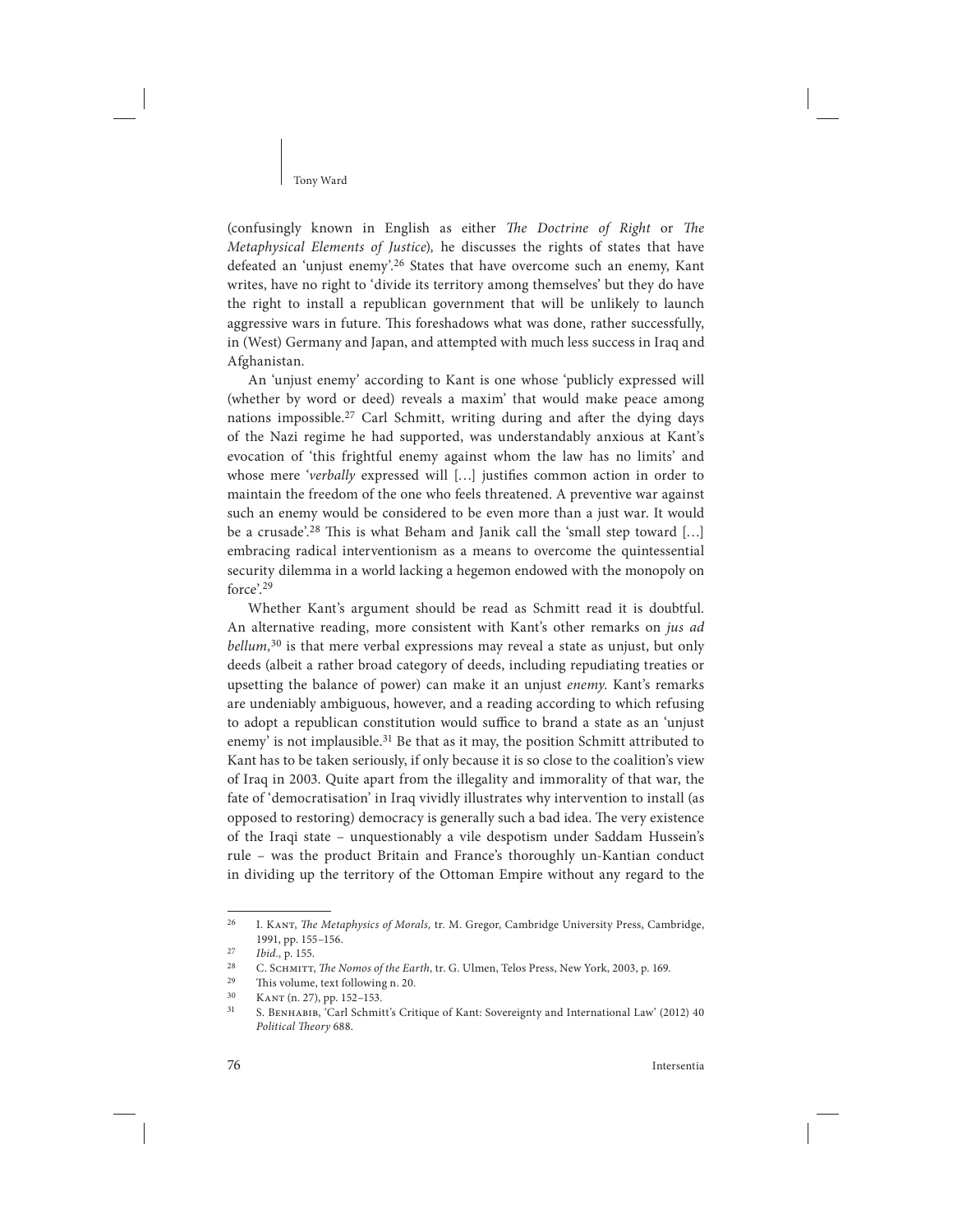(confusingly known in English as either *The Doctrine of Right* or *The Metaphysical Elements of Justice*), he discusses the rights of states that have defeated an 'unjust enemy'.[26] States that have overcome such an enemy, Kant writes, have no right to 'divide its territory among themselves' but they do have the right to install a republican government that will be unlikely to launch aggressive wars in future. This foreshadows what was done, rather successfully, in (West) Germany and Japan, and attempted with much less success in Iraq and Afghanistan.

An 'unjust enemy' according to Kant is one whose 'publicly expressed will (whether by word or deed) reveals a maxim' that would make peace among nations impossible.[27] Carl Schmitt, writing during and after the dying days of the Nazi regime he had supported, was understandably anxious at Kant's evocation of 'this frightful enemy against whom the law has no limits' and whose mere '*verbally* expressed will […] justifies common action in order to maintain the freedom of the one who feels threatened. A preventive war against such an enemy would be considered to be even more than a just war. It would be a crusade'.[28] This is what Beham and Janik call the 'small step toward […] embracing radical interventionism as a means to overcome the quintessential security dilemma in a world lacking a hegemon endowed with the monopoly on force'.[29]

Whether Kant's argument should be read as Schmitt read it is doubtful. An alternative reading, more consistent with Kant's other remarks on *jus ad bellum*,[30] is that mere verbal expressions may reveal a state as unjust, but only deeds (albeit a rather broad category of deeds, including repudiating treaties or upsetting the balance of power) can make it an unjust *enemy*. Kant's remarks are undeniably ambiguous, however, and a reading according to which refusing to adopt a republican constitution would suffice to brand a state as an 'unjust enemy' is not implausible.[31] Be that as it may, the position Schmitt attributed to Kant has to be taken seriously, if only because it is so close to the coalition's view of Iraq in 2003. Quite apart from the illegality and immorality of that war, the fate of 'democratisation' in Iraq vividly illustrates why intervention to install (as opposed to restoring) democracy is generally such a bad idea. The very existence of the Iraqi state – unquestionably a vile despotism under Saddam Hussein's rule – was the product Britain and France's thoroughly un-Kantian conduct in dividing up the territory of the Ottoman Empire without any regard to the

---

[26] I. Kant, *The Metaphysics of Morals,* tr. M. Gregor, Cambridge University Press, Cambridge, 1991, pp. 155–156.

[27] *Ibid.,* p. 155.

[28] C. Schmitt, *The Nomos of the Earth*, tr. G. Ulmen, Telos Press, New York, 2003, p. 169.

[29] This volume, text following n. 20.

[30] Kant (n. 27), pp. 152–153.

[31] S. Benhabib, 'Carl Schmitt's Critique of Kant: Sovereignty and International Law' (2012) 40 *Political Theory* 688.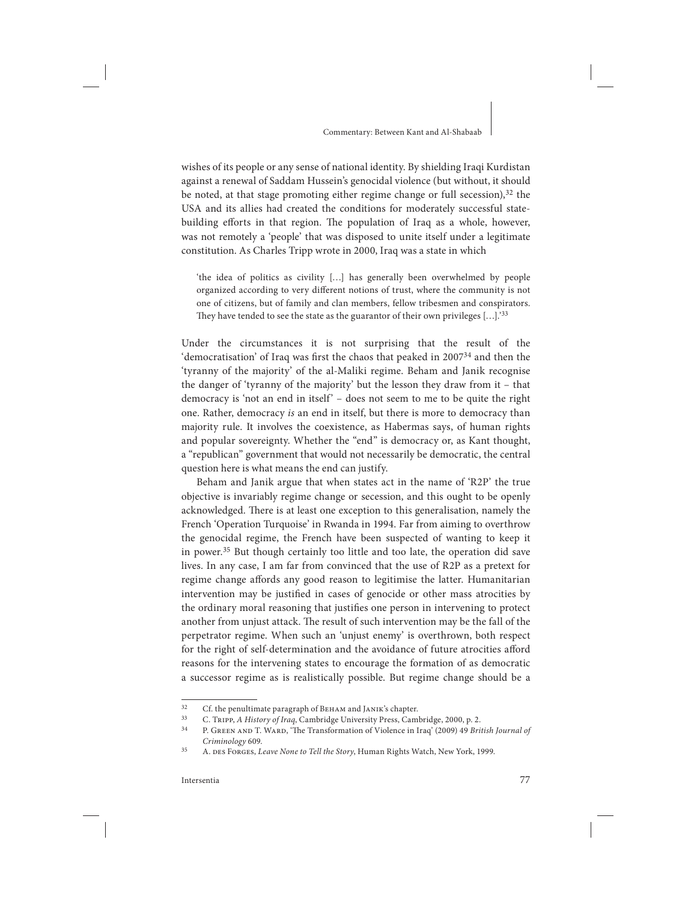wishes of its people or any sense of national identity. By shielding Iraqi Kurdistan against a renewal of Saddam Hussein's genocidal violence (but without, it should be noted, at that stage promoting either regime change or full secession),[32] the USA and its allies had created the conditions for moderately successful state-building efforts in that region. The population of Iraq as a whole, however, was not remotely a 'people' that was disposed to unite itself under a legitimate constitution. As Charles Tripp wrote in 2000, Iraq was a state in which

> 'the idea of politics as civility […] has generally been overwhelmed by people organized according to very different notions of trust, where the community is not one of citizens, but of family and clan members, fellow tribesmen and conspirators. They have tended to see the state as the guarantor of their own privileges […].'[33]

Under the circumstances it is not surprising that the result of the 'democratisation' of Iraq was first the chaos that peaked in 2007[34] and then the 'tyranny of the majority' of the al-Maliki regime. Beham and Janik recognise the danger of 'tyranny of the majority' but the lesson they draw from it – that democracy is 'not an end in itself' – does not seem to me to be quite the right one. Rather, democracy *is* an end in itself, but there is more to democracy than majority rule. It involves the coexistence, as Habermas says, of human rights and popular sovereignty. Whether the "end" is democracy or, as Kant thought, a "republican" government that would not necessarily be democratic, the central question here is what means the end can justify.

Beham and Janik argue that when states act in the name of 'R2P' the true objective is invariably regime change or secession, and this ought to be openly acknowledged. There is at least one exception to this generalisation, namely the French 'Operation Turquoise' in Rwanda in 1994. Far from aiming to overthrow the genocidal regime, the French have been suspected of wanting to keep it in power.[35] But though certainly too little and too late, the operation did save lives. In any case, I am far from convinced that the use of R2P as a pretext for regime change affords any good reason to legitimise the latter. Humanitarian intervention may be justified in cases of genocide or other mass atrocities by the ordinary moral reasoning that justifies one person in intervening to protect another from unjust attack. The result of such intervention may be the fall of the perpetrator regime. When such an 'unjust enemy' is overthrown, both respect for the right of self-determination and the avoidance of future atrocities afford reasons for the intervening states to encourage the formation of as democratic a successor regime as is realistically possible. But regime change should be a

---

[32] Cf. the penultimate paragraph of Beham and Janik's chapter.

[33] C. Tripp, *A History of Iraq*, Cambridge University Press, Cambridge, 2000, p. 2.

[34] P. Green and T. Ward, 'The Transformation of Violence in Iraq' (2009) 49 *British Journal of Criminology* 609.

[35] A. des Forges, *Leave None to Tell the Story*, Human Rights Watch, New York, 1999.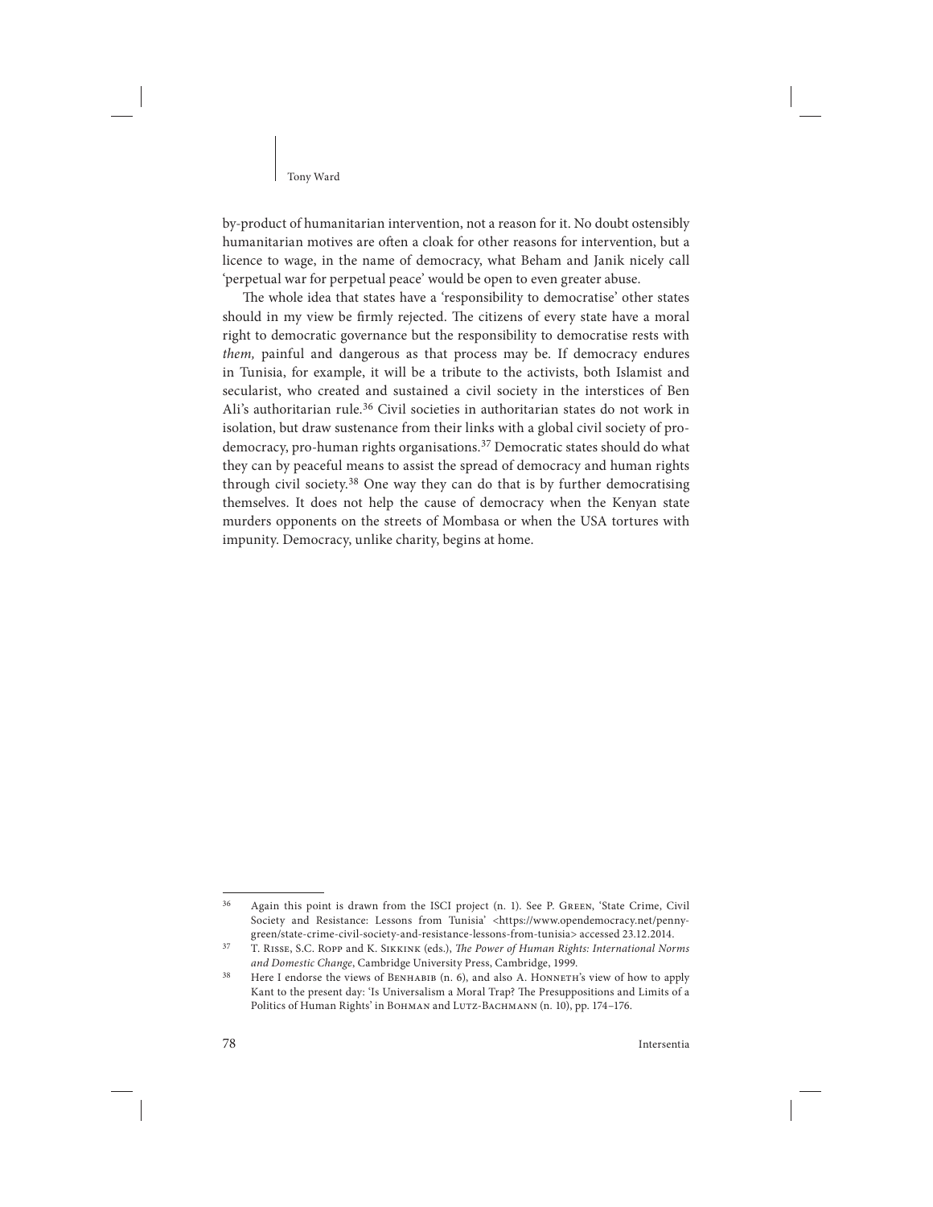by-product of humanitarian intervention, not a reason for it. No doubt ostensibly humanitarian motives are often a cloak for other reasons for intervention, but a licence to wage, in the name of democracy, what Beham and Janik nicely call 'perpetual war for perpetual peace' would be open to even greater abuse.

The whole idea that states have a 'responsibility to democratise' other states should in my view be firmly rejected. The citizens of every state have a moral right to democratic governance but the responsibility to democratise rests with *them,* painful and dangerous as that process may be. If democracy endures in Tunisia, for example, it will be a tribute to the activists, both Islamist and secularist, who created and sustained a civil society in the interstices of Ben Ali's authoritarian rule.[36] Civil societies in authoritarian states do not work in isolation, but draw sustenance from their links with a global civil society of pro-democracy, pro-human rights organisations.[37] Democratic states should do what they can by peaceful means to assist the spread of democracy and human rights through civil society.[38] One way they can do that is by further democratising themselves. It does not help the cause of democracy when the Kenyan state murders opponents on the streets of Mombasa or when the USA tortures with impunity. Democracy, unlike charity, begins at home.

---

[36] Again this point is drawn from the ISCI project (n. 1). See P. Green, 'State Crime, Civil Society and Resistance: Lessons from Tunisia' <https://www.opendemocracy.net/penny-green/state-crime-civil-society-and-resistance-lessons-from-tunisia> accessed 23.12.2014.

[37] T. Risse, S.C. Ropp and K. Sikkink (eds.), *The Power of Human Rights: International Norms and Domestic Change*, Cambridge University Press, Cambridge, 1999.

[38] Here I endorse the views of Benhabib (n. 6), and also A. Honneth's view of how to apply Kant to the present day: 'Is Universalism a Moral Trap? The Presuppositions and Limits of a Politics of Human Rights' in Bohman and Lutz-Bachmann (n. 10), pp. 174–176.